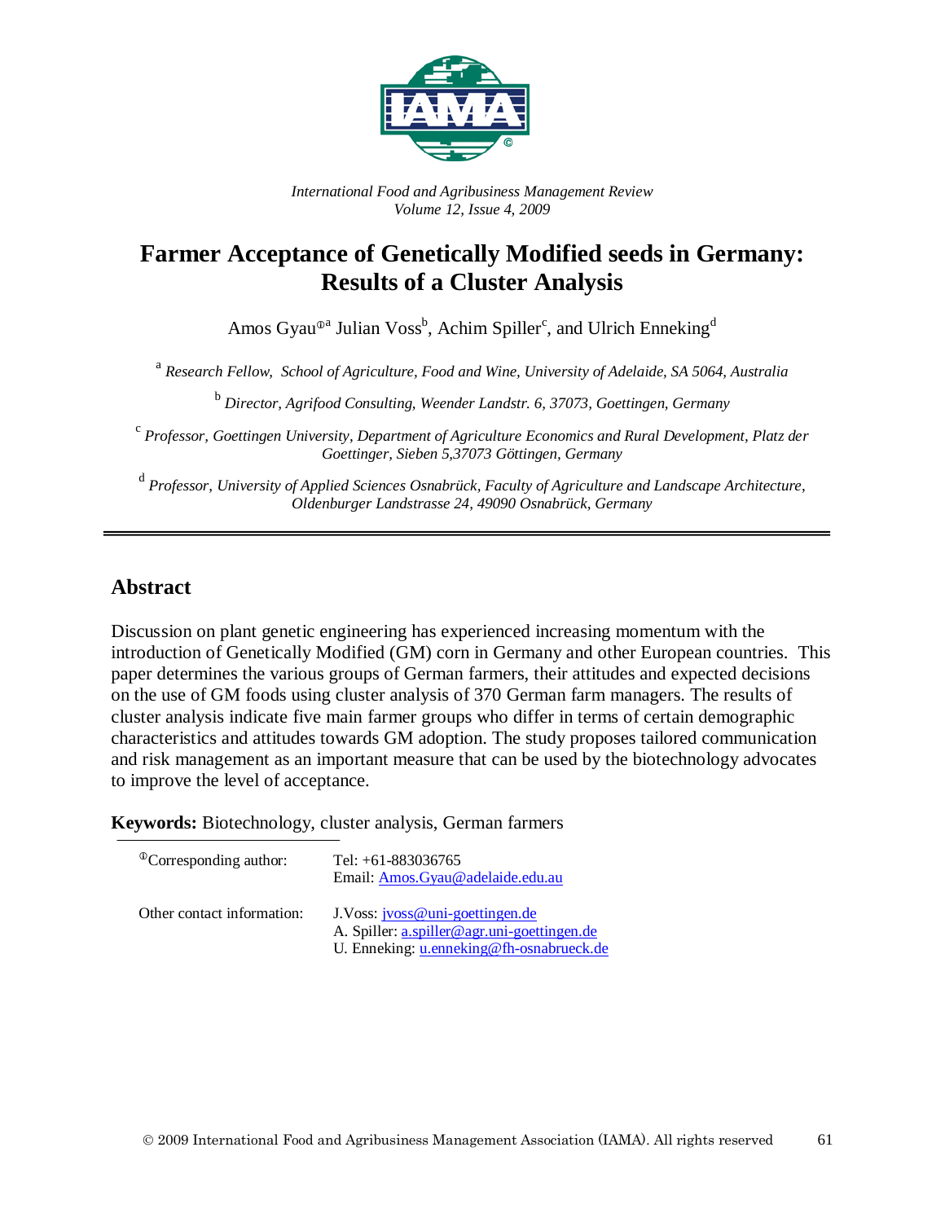*International Food and Agribusiness Management Review*
*Volume 12, Issue 4, 2009*

# Farmer Acceptance of Genetically Modified seeds in Germany: Results of a Cluster Analysis

Amos Gyau[ⓘa] Julian Voss[b], Achim Spiller[c], and Ulrich Enneking[d]

[a] *Research Fellow, School of Agriculture, Food and Wine, University of Adelaide, SA 5064, Australia*

[b] *Director, Agrifood Consulting, Weender Landstr. 6, 37073, Goettingen, Germany*

[c] *Professor, Goettingen University, Department of Agriculture Economics and Rural Development, Platz der Goettinger, Sieben 5,37073 Göttingen, Germany*

[d] *Professor, University of Applied Sciences Osnabrück, Faculty of Agriculture and Landscape Architecture, Oldenburger Landstrasse 24, 49090 Osnabrück, Germany*

---

## Abstract

Discussion on plant genetic engineering has experienced increasing momentum with the introduction of Genetically Modified (GM) corn in Germany and other European countries. This paper determines the various groups of German farmers, their attitudes and expected decisions on the use of GM foods using cluster analysis of 370 German farm managers. The results of cluster analysis indicate five main farmer groups who differ in terms of certain demographic characteristics and attitudes towards GM adoption. The study proposes tailored communication and risk management as an important measure that can be used by the biotechnology advocates to improve the level of acceptance.

**Keywords:** Biotechnology, cluster analysis, German farmers

| | |
|---|---|
| [ⓘ]Corresponding author: | Tel: +61-883036765<br>Email: Amos.Gyau@adelaide.edu.au |
| Other contact information: | J.Voss: jvoss@uni-goettingen.de<br>A. Spiller: a.spiller@agr.uni-goettingen.de<br>U. Enneking: u.enneking@fh-osnabrueck.de |

© 2009 International Food and Agribusiness Management Association (IAMA). All rights reserved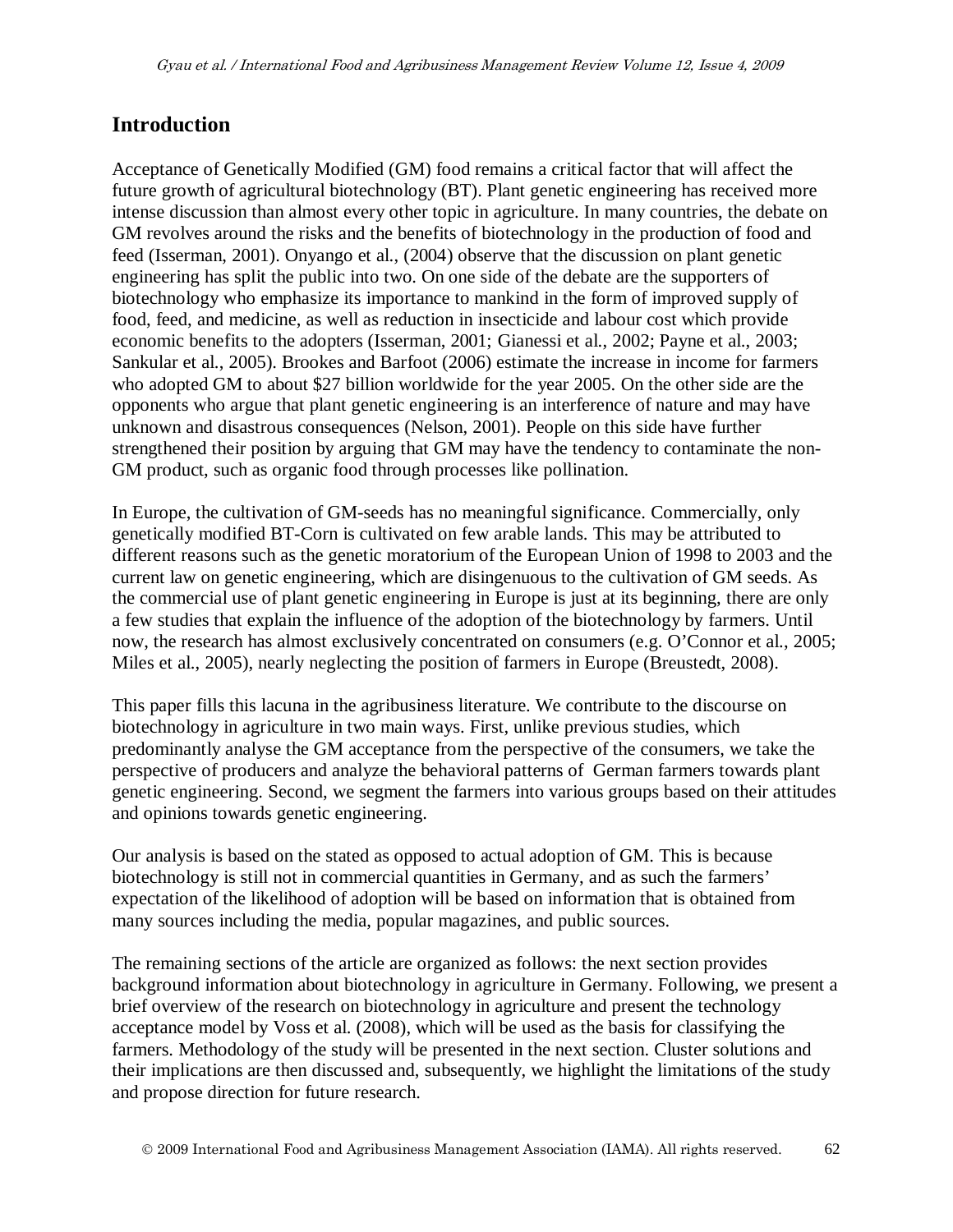## Introduction

Acceptance of Genetically Modified (GM) food remains a critical factor that will affect the future growth of agricultural biotechnology (BT). Plant genetic engineering has received more intense discussion than almost every other topic in agriculture. In many countries, the debate on GM revolves around the risks and the benefits of biotechnology in the production of food and feed (Isserman, 2001). Onyango et al., (2004) observe that the discussion on plant genetic engineering has split the public into two. On one side of the debate are the supporters of biotechnology who emphasize its importance to mankind in the form of improved supply of food, feed, and medicine, as well as reduction in insecticide and labour cost which provide economic benefits to the adopters (Isserman, 2001; Gianessi et al., 2002; Payne et al., 2003; Sankular et al., 2005). Brookes and Barfoot (2006) estimate the increase in income for farmers who adopted GM to about $27 billion worldwide for the year 2005. On the other side are the opponents who argue that plant genetic engineering is an interference of nature and may have unknown and disastrous consequences (Nelson, 2001). People on this side have further strengthened their position by arguing that GM may have the tendency to contaminate the non-GM product, such as organic food through processes like pollination.

In Europe, the cultivation of GM-seeds has no meaningful significance. Commercially, only genetically modified BT-Corn is cultivated on few arable lands. This may be attributed to different reasons such as the genetic moratorium of the European Union of 1998 to 2003 and the current law on genetic engineering, which are disingenuous to the cultivation of GM seeds. As the commercial use of plant genetic engineering in Europe is just at its beginning, there are only a few studies that explain the influence of the adoption of the biotechnology by farmers. Until now, the research has almost exclusively concentrated on consumers (e.g. O'Connor et al., 2005; Miles et al., 2005), nearly neglecting the position of farmers in Europe (Breustedt, 2008).

This paper fills this lacuna in the agribusiness literature. We contribute to the discourse on biotechnology in agriculture in two main ways. First, unlike previous studies, which predominantly analyse the GM acceptance from the perspective of the consumers, we take the perspective of producers and analyze the behavioral patterns of German farmers towards plant genetic engineering. Second, we segment the farmers into various groups based on their attitudes and opinions towards genetic engineering.

Our analysis is based on the stated as opposed to actual adoption of GM. This is because biotechnology is still not in commercial quantities in Germany, and as such the farmers' expectation of the likelihood of adoption will be based on information that is obtained from many sources including the media, popular magazines, and public sources.

The remaining sections of the article are organized as follows: the next section provides background information about biotechnology in agriculture in Germany. Following, we present a brief overview of the research on biotechnology in agriculture and present the technology acceptance model by Voss et al. (2008), which will be used as the basis for classifying the farmers. Methodology of the study will be presented in the next section. Cluster solutions and their implications are then discussed and, subsequently, we highlight the limitations of the study and propose direction for future research.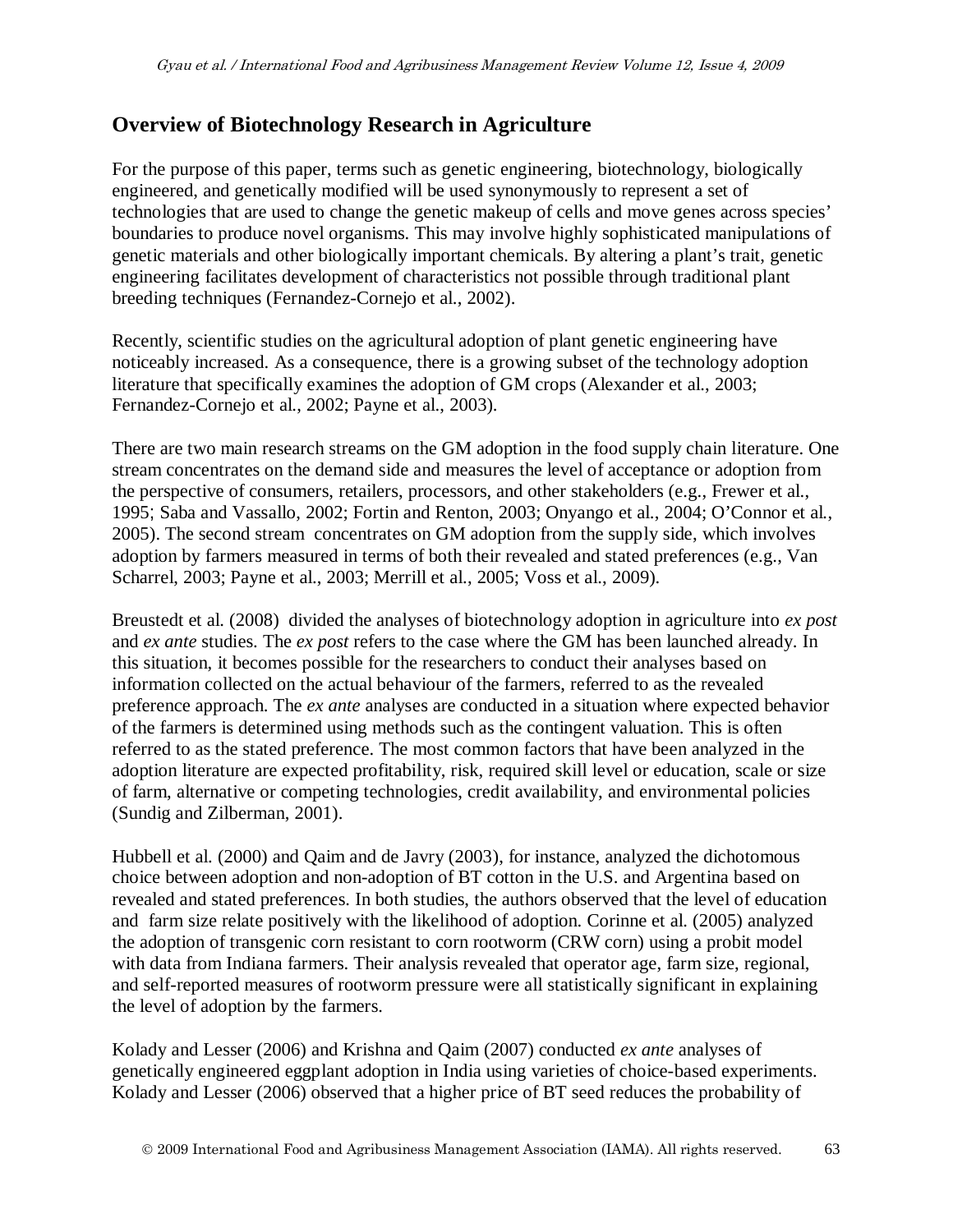## Overview of Biotechnology Research in Agriculture

For the purpose of this paper, terms such as genetic engineering, biotechnology, biologically engineered, and genetically modified will be used synonymously to represent a set of technologies that are used to change the genetic makeup of cells and move genes across species' boundaries to produce novel organisms. This may involve highly sophisticated manipulations of genetic materials and other biologically important chemicals. By altering a plant's trait, genetic engineering facilitates development of characteristics not possible through traditional plant breeding techniques (Fernandez-Cornejo et al., 2002).

Recently, scientific studies on the agricultural adoption of plant genetic engineering have noticeably increased. As a consequence, there is a growing subset of the technology adoption literature that specifically examines the adoption of GM crops (Alexander et al., 2003; Fernandez-Cornejo et al., 2002; Payne et al., 2003).

There are two main research streams on the GM adoption in the food supply chain literature. One stream concentrates on the demand side and measures the level of acceptance or adoption from the perspective of consumers, retailers, processors, and other stakeholders (e.g., Frewer et al., 1995; Saba and Vassallo, 2002; Fortin and Renton, 2003; Onyango et al., 2004; O'Connor et al., 2005). The second stream concentrates on GM adoption from the supply side, which involves adoption by farmers measured in terms of both their revealed and stated preferences (e.g., Van Scharrel, 2003; Payne et al., 2003; Merrill et al., 2005; Voss et al., 2009).

Breustedt et al. (2008) divided the analyses of biotechnology adoption in agriculture into *ex post* and *ex ante* studies. The *ex post* refers to the case where the GM has been launched already. In this situation, it becomes possible for the researchers to conduct their analyses based on information collected on the actual behaviour of the farmers, referred to as the revealed preference approach. The *ex ante* analyses are conducted in a situation where expected behavior of the farmers is determined using methods such as the contingent valuation. This is often referred to as the stated preference. The most common factors that have been analyzed in the adoption literature are expected profitability, risk, required skill level or education, scale or size of farm, alternative or competing technologies, credit availability, and environmental policies (Sundig and Zilberman, 2001).

Hubbell et al. (2000) and Qaim and de Javry (2003), for instance, analyzed the dichotomous choice between adoption and non-adoption of BT cotton in the U.S. and Argentina based on revealed and stated preferences. In both studies, the authors observed that the level of education and farm size relate positively with the likelihood of adoption. Corinne et al. (2005) analyzed the adoption of transgenic corn resistant to corn rootworm (CRW corn) using a probit model with data from Indiana farmers. Their analysis revealed that operator age, farm size, regional, and self-reported measures of rootworm pressure were all statistically significant in explaining the level of adoption by the farmers.

Kolady and Lesser (2006) and Krishna and Qaim (2007) conducted *ex ante* analyses of genetically engineered eggplant adoption in India using varieties of choice-based experiments. Kolady and Lesser (2006) observed that a higher price of BT seed reduces the probability of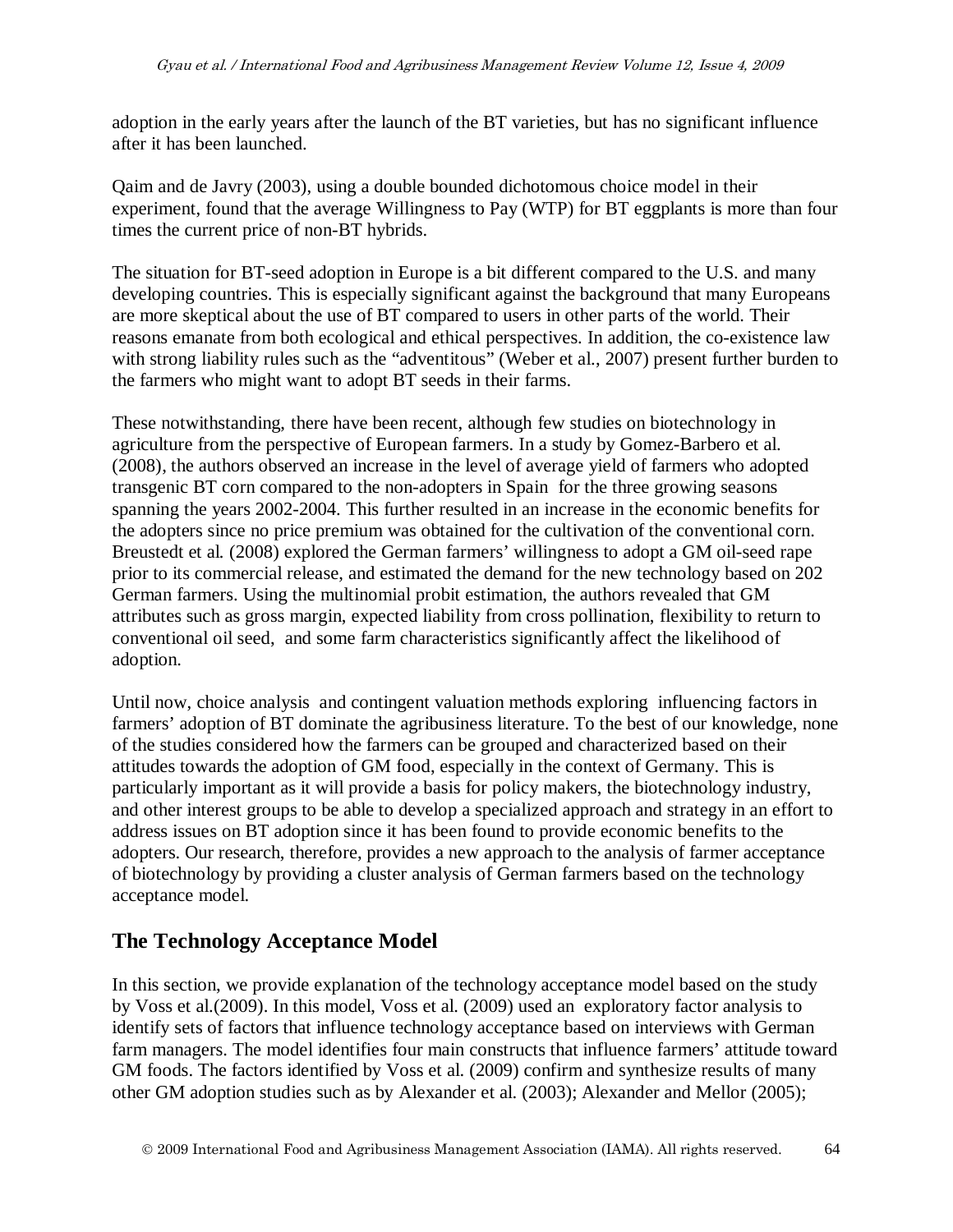adoption in the early years after the launch of the BT varieties, but has no significant influence after it has been launched.

Qaim and de Javry (2003), using a double bounded dichotomous choice model in their experiment, found that the average Willingness to Pay (WTP) for BT eggplants is more than four times the current price of non-BT hybrids.

The situation for BT-seed adoption in Europe is a bit different compared to the U.S. and many developing countries. This is especially significant against the background that many Europeans are more skeptical about the use of BT compared to users in other parts of the world. Their reasons emanate from both ecological and ethical perspectives. In addition, the co-existence law with strong liability rules such as the "adventitous" (Weber et al., 2007) present further burden to the farmers who might want to adopt BT seeds in their farms.

These notwithstanding, there have been recent, although few studies on biotechnology in agriculture from the perspective of European farmers. In a study by Gomez-Barbero et al. (2008), the authors observed an increase in the level of average yield of farmers who adopted transgenic BT corn compared to the non-adopters in Spain for the three growing seasons spanning the years 2002-2004. This further resulted in an increase in the economic benefits for the adopters since no price premium was obtained for the cultivation of the conventional corn. Breustedt et al. (2008) explored the German farmers' willingness to adopt a GM oil-seed rape prior to its commercial release, and estimated the demand for the new technology based on 202 German farmers. Using the multinomial probit estimation, the authors revealed that GM attributes such as gross margin, expected liability from cross pollination, flexibility to return to conventional oil seed, and some farm characteristics significantly affect the likelihood of adoption.

Until now, choice analysis and contingent valuation methods exploring influencing factors in farmers' adoption of BT dominate the agribusiness literature. To the best of our knowledge, none of the studies considered how the farmers can be grouped and characterized based on their attitudes towards the adoption of GM food, especially in the context of Germany. This is particularly important as it will provide a basis for policy makers, the biotechnology industry, and other interest groups to be able to develop a specialized approach and strategy in an effort to address issues on BT adoption since it has been found to provide economic benefits to the adopters. Our research, therefore, provides a new approach to the analysis of farmer acceptance of biotechnology by providing a cluster analysis of German farmers based on the technology acceptance model.

## The Technology Acceptance Model

In this section, we provide explanation of the technology acceptance model based on the study by Voss et al.(2009). In this model, Voss et al. (2009) used an exploratory factor analysis to identify sets of factors that influence technology acceptance based on interviews with German farm managers. The model identifies four main constructs that influence farmers' attitude toward GM foods. The factors identified by Voss et al. (2009) confirm and synthesize results of many other GM adoption studies such as by Alexander et al. (2003); Alexander and Mellor (2005);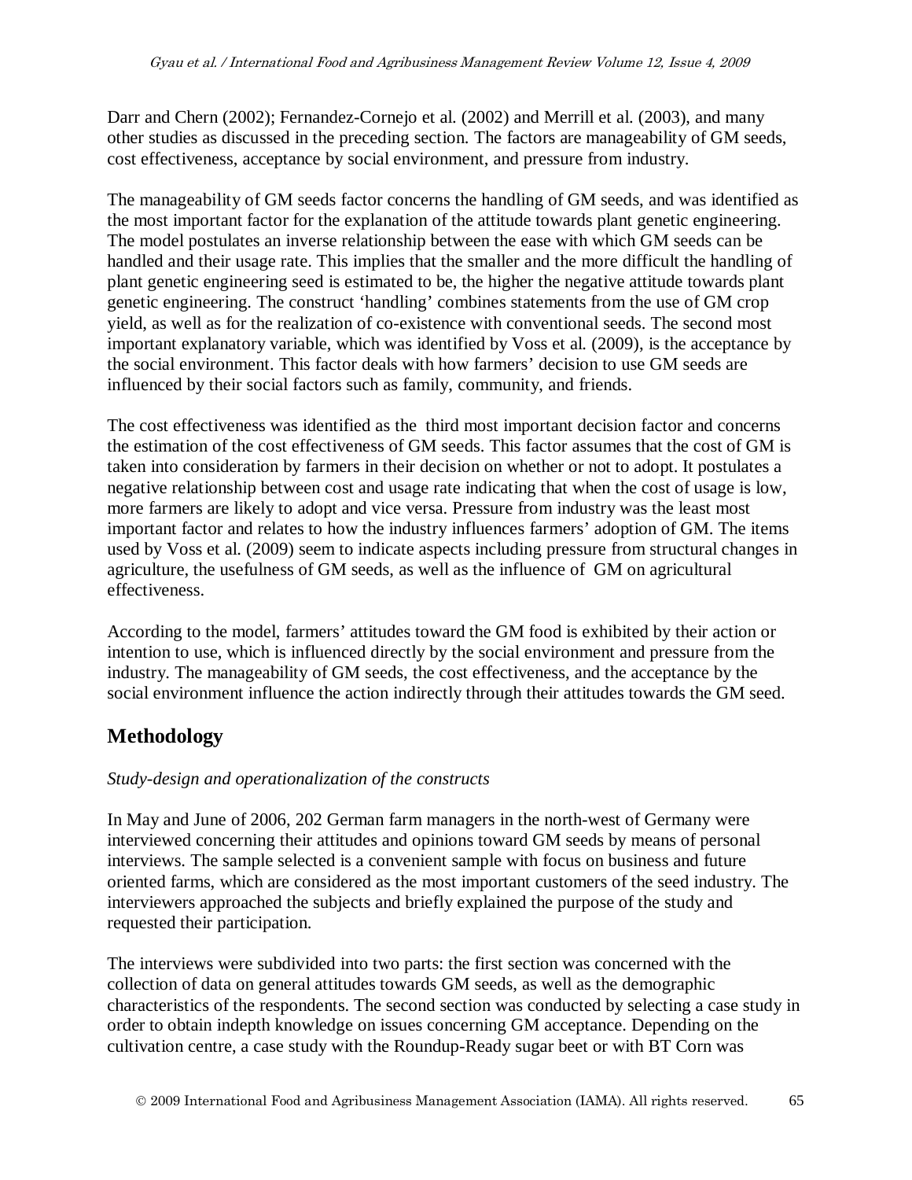Darr and Chern (2002); Fernandez-Cornejo et al. (2002) and Merrill et al. (2003), and many other studies as discussed in the preceding section. The factors are manageability of GM seeds, cost effectiveness, acceptance by social environment, and pressure from industry.

The manageability of GM seeds factor concerns the handling of GM seeds, and was identified as the most important factor for the explanation of the attitude towards plant genetic engineering. The model postulates an inverse relationship between the ease with which GM seeds can be handled and their usage rate. This implies that the smaller and the more difficult the handling of plant genetic engineering seed is estimated to be, the higher the negative attitude towards plant genetic engineering. The construct 'handling' combines statements from the use of GM crop yield, as well as for the realization of co-existence with conventional seeds. The second most important explanatory variable, which was identified by Voss et al. (2009), is the acceptance by the social environment. This factor deals with how farmers' decision to use GM seeds are influenced by their social factors such as family, community, and friends.

The cost effectiveness was identified as the third most important decision factor and concerns the estimation of the cost effectiveness of GM seeds. This factor assumes that the cost of GM is taken into consideration by farmers in their decision on whether or not to adopt. It postulates a negative relationship between cost and usage rate indicating that when the cost of usage is low, more farmers are likely to adopt and vice versa. Pressure from industry was the least most important factor and relates to how the industry influences farmers' adoption of GM. The items used by Voss et al. (2009) seem to indicate aspects including pressure from structural changes in agriculture, the usefulness of GM seeds, as well as the influence of GM on agricultural effectiveness.

According to the model, farmers' attitudes toward the GM food is exhibited by their action or intention to use, which is influenced directly by the social environment and pressure from the industry. The manageability of GM seeds, the cost effectiveness, and the acceptance by the social environment influence the action indirectly through their attitudes towards the GM seed.

## Methodology

*Study-design and operationalization of the constructs*

In May and June of 2006, 202 German farm managers in the north-west of Germany were interviewed concerning their attitudes and opinions toward GM seeds by means of personal interviews. The sample selected is a convenient sample with focus on business and future oriented farms, which are considered as the most important customers of the seed industry. The interviewers approached the subjects and briefly explained the purpose of the study and requested their participation.

The interviews were subdivided into two parts: the first section was concerned with the collection of data on general attitudes towards GM seeds, as well as the demographic characteristics of the respondents. The second section was conducted by selecting a case study in order to obtain indepth knowledge on issues concerning GM acceptance. Depending on the cultivation centre, a case study with the Roundup-Ready sugar beet or with BT Corn was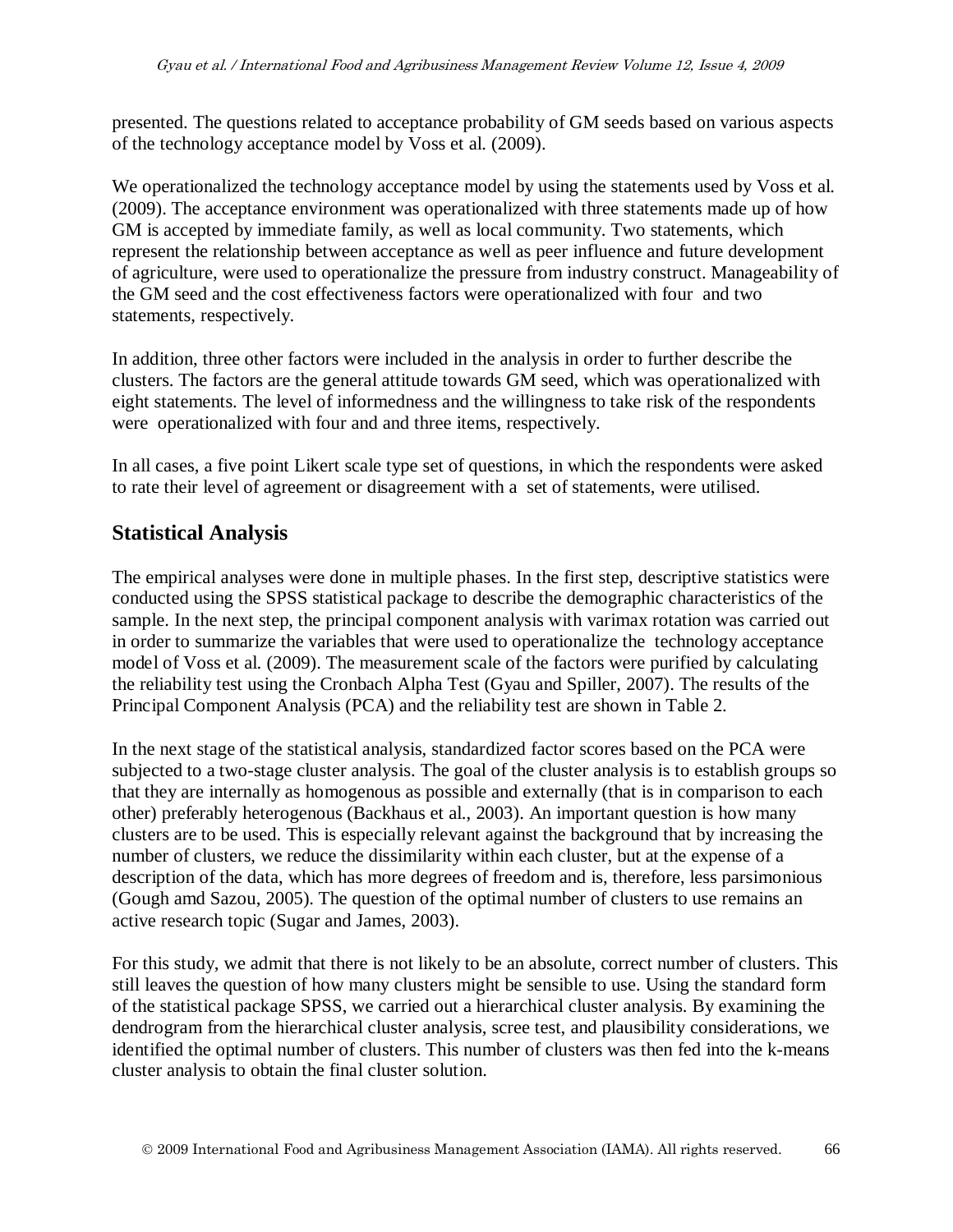presented. The questions related to acceptance probability of GM seeds based on various aspects of the technology acceptance model by Voss et al. (2009).

We operationalized the technology acceptance model by using the statements used by Voss et al. (2009). The acceptance environment was operationalized with three statements made up of how GM is accepted by immediate family, as well as local community. Two statements, which represent the relationship between acceptance as well as peer influence and future development of agriculture, were used to operationalize the pressure from industry construct. Manageability of the GM seed and the cost effectiveness factors were operationalized with four and two statements, respectively.

In addition, three other factors were included in the analysis in order to further describe the clusters. The factors are the general attitude towards GM seed, which was operationalized with eight statements. The level of informedness and the willingness to take risk of the respondents were operationalized with four and and three items, respectively.

In all cases, a five point Likert scale type set of questions, in which the respondents were asked to rate their level of agreement or disagreement with a set of statements, were utilised.

## Statistical Analysis

The empirical analyses were done in multiple phases. In the first step, descriptive statistics were conducted using the SPSS statistical package to describe the demographic characteristics of the sample. In the next step, the principal component analysis with varimax rotation was carried out in order to summarize the variables that were used to operationalize the technology acceptance model of Voss et al. (2009). The measurement scale of the factors were purified by calculating the reliability test using the Cronbach Alpha Test (Gyau and Spiller, 2007). The results of the Principal Component Analysis (PCA) and the reliability test are shown in Table 2.

In the next stage of the statistical analysis, standardized factor scores based on the PCA were subjected to a two-stage cluster analysis. The goal of the cluster analysis is to establish groups so that they are internally as homogenous as possible and externally (that is in comparison to each other) preferably heterogenous (Backhaus et al., 2003). An important question is how many clusters are to be used. This is especially relevant against the background that by increasing the number of clusters, we reduce the dissimilarity within each cluster, but at the expense of a description of the data, which has more degrees of freedom and is, therefore, less parsimonious (Gough amd Sazou, 2005). The question of the optimal number of clusters to use remains an active research topic (Sugar and James, 2003).

For this study, we admit that there is not likely to be an absolute, correct number of clusters. This still leaves the question of how many clusters might be sensible to use. Using the standard form of the statistical package SPSS, we carried out a hierarchical cluster analysis. By examining the dendrogram from the hierarchical cluster analysis, scree test, and plausibility considerations, we identified the optimal number of clusters. This number of clusters was then fed into the k-means cluster analysis to obtain the final cluster solution.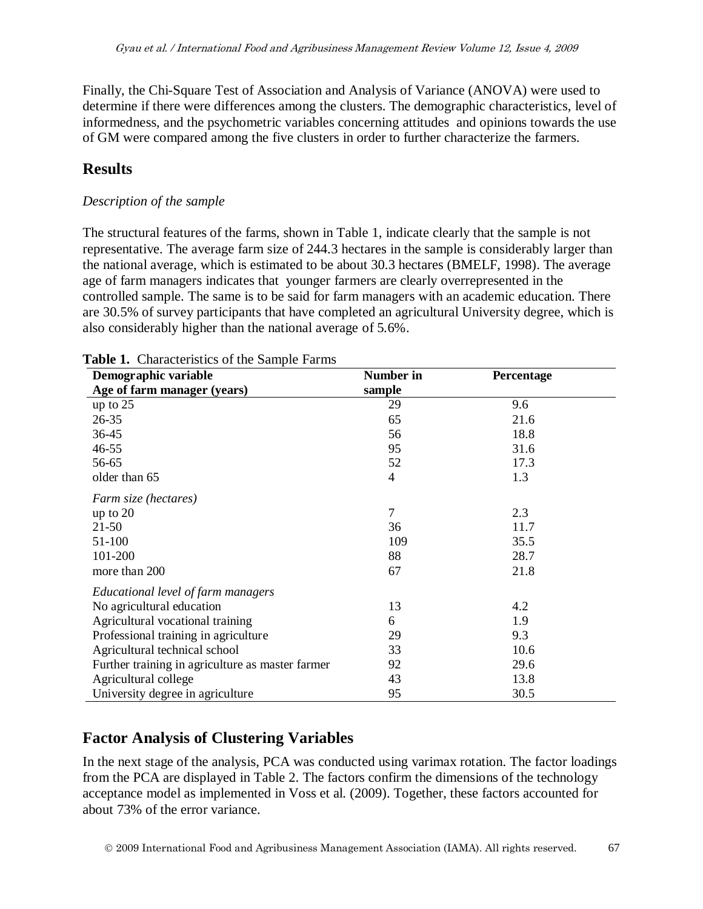Finally, the Chi-Square Test of Association and Analysis of Variance (ANOVA) were used to determine if there were differences among the clusters. The demographic characteristics, level of informedness, and the psychometric variables concerning attitudes and opinions towards the use of GM were compared among the five clusters in order to further characterize the farmers.

## Results

*Description of the sample*

The structural features of the farms, shown in Table 1, indicate clearly that the sample is not representative. The average farm size of 244.3 hectares in the sample is considerably larger than the national average, which is estimated to be about 30.3 hectares (BMELF, 1998). The average age of farm managers indicates that younger farmers are clearly overrepresented in the controlled sample. The same is to be said for farm managers with an academic education. There are 30.5% of survey participants that have completed an agricultural University degree, which is also considerably higher than the national average of 5.6%.

**Table 1.** Characteristics of the Sample Farms

| Demographic variable<br>Age of farm manager (years) | Number in sample | Percentage |
|---|---|---|
| up to 25 | 29 | 9.6 |
| 26-35 | 65 | 21.6 |
| 36-45 | 56 | 18.8 |
| 46-55 | 95 | 31.6 |
| 56-65 | 52 | 17.3 |
| older than 65 | 4 | 1.3 |
| *Farm size (hectares)* | | |
| up to 20 | 7 | 2.3 |
| 21-50 | 36 | 11.7 |
| 51-100 | 109 | 35.5 |
| 101-200 | 88 | 28.7 |
| more than 200 | 67 | 21.8 |
| *Educational level of farm managers* | | |
| No agricultural education | 13 | 4.2 |
| Agricultural vocational training | 6 | 1.9 |
| Professional training in agriculture | 29 | 9.3 |
| Agricultural technical school | 33 | 10.6 |
| Further training in agriculture as master farmer | 92 | 29.6 |
| Agricultural college | 43 | 13.8 |
| University degree in agriculture | 95 | 30.5 |

## Factor Analysis of Clustering Variables

In the next stage of the analysis, PCA was conducted using varimax rotation. The factor loadings from the PCA are displayed in Table 2. The factors confirm the dimensions of the technology acceptance model as implemented in Voss et al. (2009). Together, these factors accounted for about 73% of the error variance.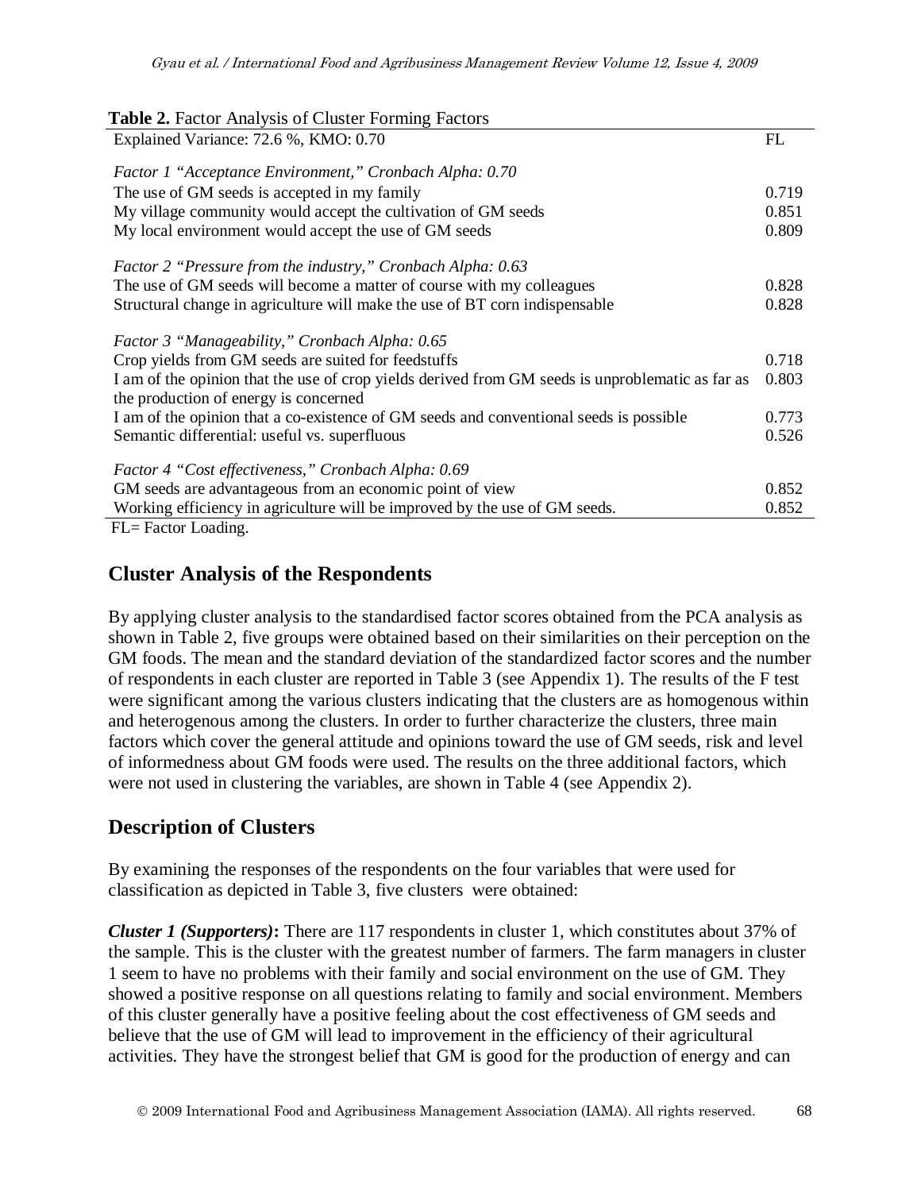**Table 2.** Factor Analysis of Cluster Forming Factors

| Explained Variance: 72.6 %, KMO: 0.70 | FL |
|---|---|
| *Factor 1 "Acceptance Environment," Cronbach Alpha: 0.70* | |
| The use of GM seeds is accepted in my family | 0.719 |
| My village community would accept the cultivation of GM seeds | 0.851 |
| My local environment would accept the use of GM seeds | 0.809 |
| *Factor 2 "Pressure from the industry," Cronbach Alpha: 0.63* | |
| The use of GM seeds will become a matter of course with my colleagues | 0.828 |
| Structural change in agriculture will make the use of BT corn indispensable | 0.828 |
| *Factor 3 "Manageability," Cronbach Alpha: 0.65* | |
| Crop yields from GM seeds are suited for feedstuffs | 0.718 |
| I am of the opinion that the use of crop yields derived from GM seeds is unproblematic as far as the production of energy is concerned | 0.803 |
| I am of the opinion that a co-existence of GM seeds and conventional seeds is possible | 0.773 |
| Semantic differential: useful vs. superfluous | 0.526 |
| *Factor 4 "Cost effectiveness," Cronbach Alpha: 0.69* | |
| GM seeds are advantageous from an economic point of view | 0.852 |
| Working efficiency in agriculture will be improved by the use of GM seeds. | 0.852 |

FL= Factor Loading.

## Cluster Analysis of the Respondents

By applying cluster analysis to the standardised factor scores obtained from the PCA analysis as shown in Table 2, five groups were obtained based on their similarities on their perception on the GM foods. The mean and the standard deviation of the standardized factor scores and the number of respondents in each cluster are reported in Table 3 (see Appendix 1). The results of the F test were significant among the various clusters indicating that the clusters are as homogenous within and heterogenous among the clusters. In order to further characterize the clusters, three main factors which cover the general attitude and opinions toward the use of GM seeds, risk and level of informedness about GM foods were used. The results on the three additional factors, which were not used in clustering the variables, are shown in Table 4 (see Appendix 2).

## Description of Clusters

By examining the responses of the respondents on the four variables that were used for classification as depicted in Table 3, five clusters were obtained:

***Cluster 1 (Supporters)*:** There are 117 respondents in cluster 1, which constitutes about 37% of the sample. This is the cluster with the greatest number of farmers. The farm managers in cluster 1 seem to have no problems with their family and social environment on the use of GM. They showed a positive response on all questions relating to family and social environment. Members of this cluster generally have a positive feeling about the cost effectiveness of GM seeds and believe that the use of GM will lead to improvement in the efficiency of their agricultural activities. They have the strongest belief that GM is good for the production of energy and can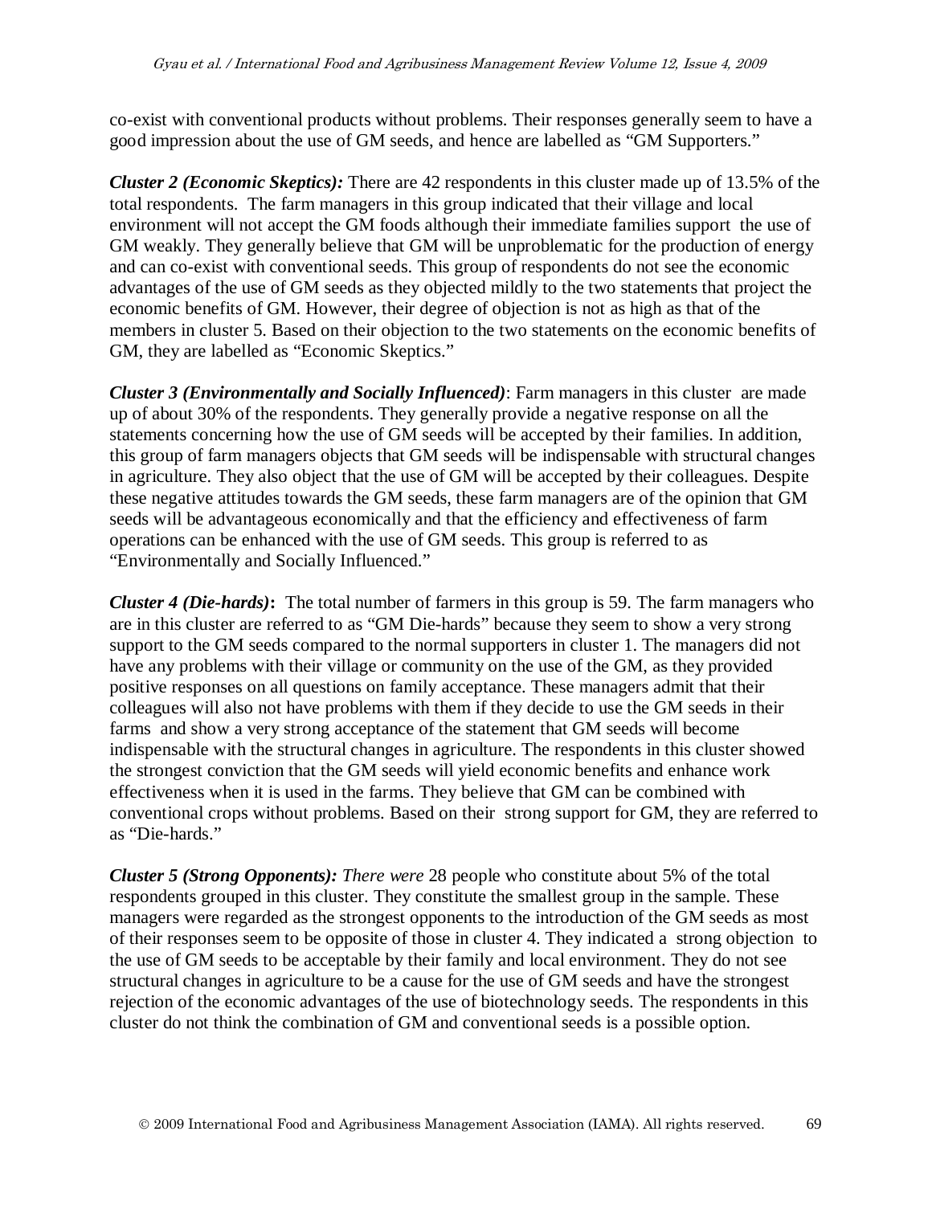co-exist with conventional products without problems. Their responses generally seem to have a good impression about the use of GM seeds, and hence are labelled as "GM Supporters."

***Cluster 2 (Economic Skeptics):*** There are 42 respondents in this cluster made up of 13.5% of the total respondents. The farm managers in this group indicated that their village and local environment will not accept the GM foods although their immediate families support the use of GM weakly. They generally believe that GM will be unproblematic for the production of energy and can co-exist with conventional seeds. This group of respondents do not see the economic advantages of the use of GM seeds as they objected mildly to the two statements that project the economic benefits of GM. However, their degree of objection is not as high as that of the members in cluster 5. Based on their objection to the two statements on the economic benefits of GM, they are labelled as "Economic Skeptics."

***Cluster 3 (Environmentally and Socially Influenced)***: Farm managers in this cluster are made up of about 30% of the respondents. They generally provide a negative response on all the statements concerning how the use of GM seeds will be accepted by their families. In addition, this group of farm managers objects that GM seeds will be indispensable with structural changes in agriculture. They also object that the use of GM will be accepted by their colleagues. Despite these negative attitudes towards the GM seeds, these farm managers are of the opinion that GM seeds will be advantageous economically and that the efficiency and effectiveness of farm operations can be enhanced with the use of GM seeds. This group is referred to as "Environmentally and Socially Influenced."

***Cluster 4 (Die-hards)*:** The total number of farmers in this group is 59. The farm managers who are in this cluster are referred to as "GM Die-hards" because they seem to show a very strong support to the GM seeds compared to the normal supporters in cluster 1. The managers did not have any problems with their village or community on the use of the GM, as they provided positive responses on all questions on family acceptance. These managers admit that their colleagues will also not have problems with them if they decide to use the GM seeds in their farms and show a very strong acceptance of the statement that GM seeds will become indispensable with the structural changes in agriculture. The respondents in this cluster showed the strongest conviction that the GM seeds will yield economic benefits and enhance work effectiveness when it is used in the farms. They believe that GM can be combined with conventional crops without problems. Based on their strong support for GM, they are referred to as "Die-hards."

***Cluster 5 (Strong Opponents): There were*** 28 people who constitute about 5% of the total respondents grouped in this cluster. They constitute the smallest group in the sample. These managers were regarded as the strongest opponents to the introduction of the GM seeds as most of their responses seem to be opposite of those in cluster 4. They indicated a strong objection to the use of GM seeds to be acceptable by their family and local environment. They do not see structural changes in agriculture to be a cause for the use of GM seeds and have the strongest rejection of the economic advantages of the use of biotechnology seeds. The respondents in this cluster do not think the combination of GM and conventional seeds is a possible option.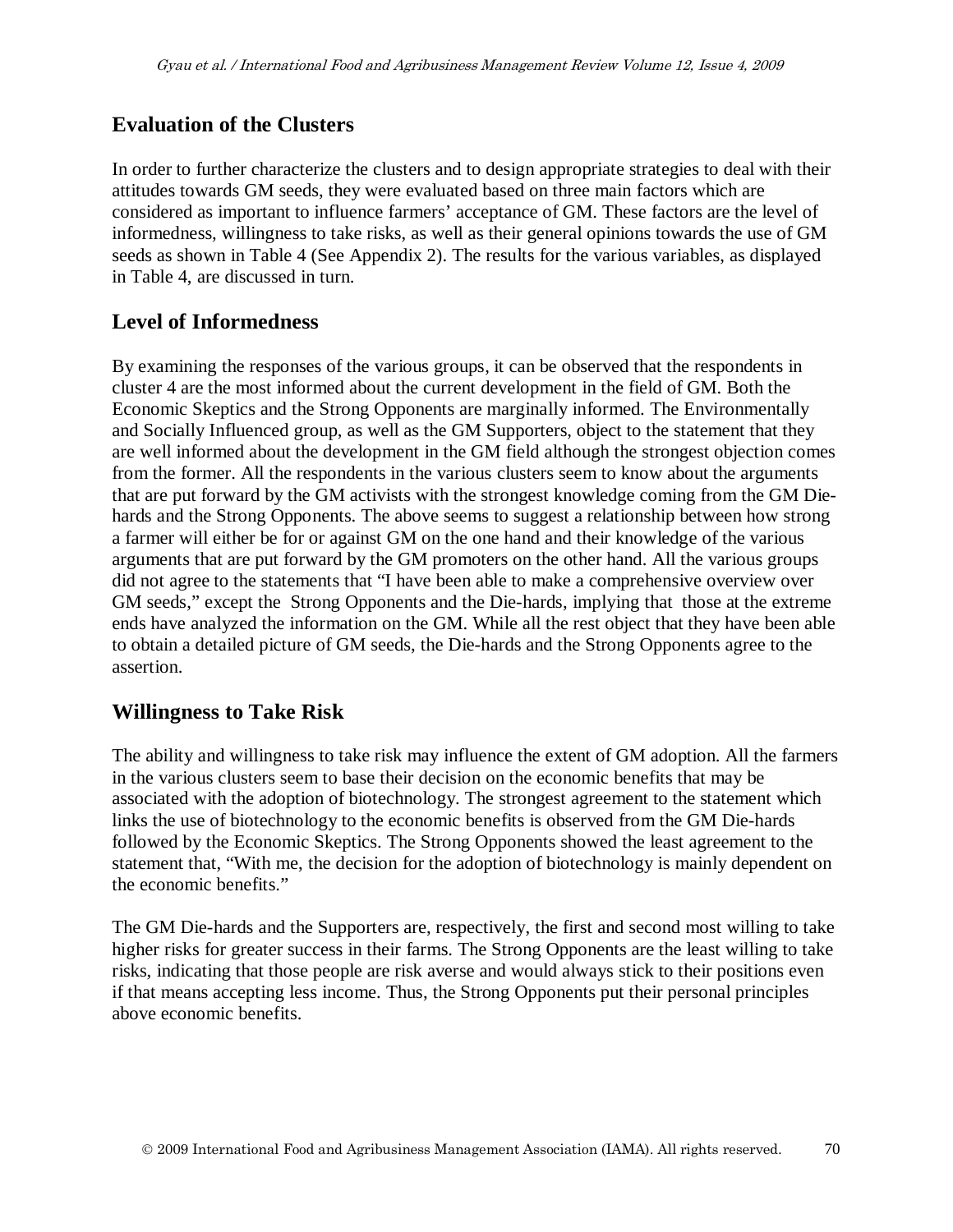## Evaluation of the Clusters

In order to further characterize the clusters and to design appropriate strategies to deal with their attitudes towards GM seeds, they were evaluated based on three main factors which are considered as important to influence farmers' acceptance of GM. These factors are the level of informedness, willingness to take risks, as well as their general opinions towards the use of GM seeds as shown in Table 4 (See Appendix 2). The results for the various variables, as displayed in Table 4, are discussed in turn.

## Level of Informedness

By examining the responses of the various groups, it can be observed that the respondents in cluster 4 are the most informed about the current development in the field of GM. Both the Economic Skeptics and the Strong Opponents are marginally informed. The Environmentally and Socially Influenced group, as well as the GM Supporters, object to the statement that they are well informed about the development in the GM field although the strongest objection comes from the former. All the respondents in the various clusters seem to know about the arguments that are put forward by the GM activists with the strongest knowledge coming from the GM Die-hards and the Strong Opponents. The above seems to suggest a relationship between how strong a farmer will either be for or against GM on the one hand and their knowledge of the various arguments that are put forward by the GM promoters on the other hand. All the various groups did not agree to the statements that "I have been able to make a comprehensive overview over GM seeds," except the Strong Opponents and the Die-hards, implying that those at the extreme ends have analyzed the information on the GM. While all the rest object that they have been able to obtain a detailed picture of GM seeds, the Die-hards and the Strong Opponents agree to the assertion.

## Willingness to Take Risk

The ability and willingness to take risk may influence the extent of GM adoption. All the farmers in the various clusters seem to base their decision on the economic benefits that may be associated with the adoption of biotechnology. The strongest agreement to the statement which links the use of biotechnology to the economic benefits is observed from the GM Die-hards followed by the Economic Skeptics. The Strong Opponents showed the least agreement to the statement that, "With me, the decision for the adoption of biotechnology is mainly dependent on the economic benefits."

The GM Die-hards and the Supporters are, respectively, the first and second most willing to take higher risks for greater success in their farms. The Strong Opponents are the least willing to take risks, indicating that those people are risk averse and would always stick to their positions even if that means accepting less income. Thus, the Strong Opponents put their personal principles above economic benefits.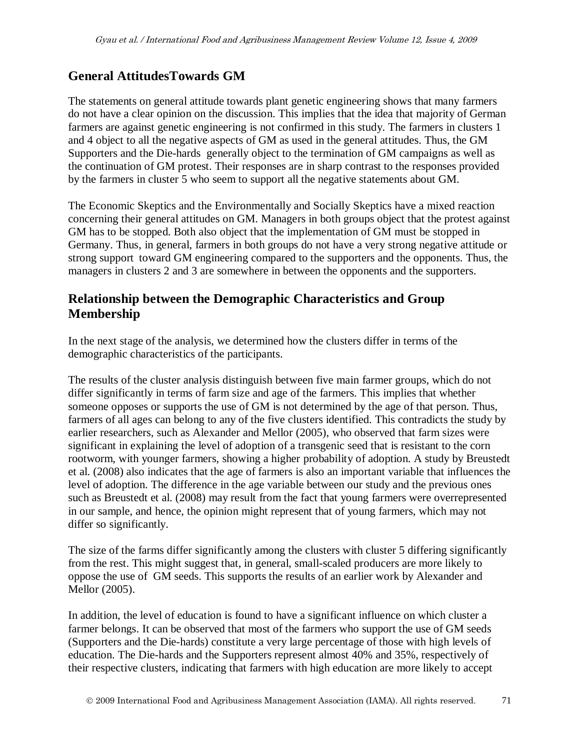## General AttitudesTowards GM

The statements on general attitude towards plant genetic engineering shows that many farmers do not have a clear opinion on the discussion. This implies that the idea that majority of German farmers are against genetic engineering is not confirmed in this study. The farmers in clusters 1 and 4 object to all the negative aspects of GM as used in the general attitudes. Thus, the GM Supporters and the Die-hards generally object to the termination of GM campaigns as well as the continuation of GM protest. Their responses are in sharp contrast to the responses provided by the farmers in cluster 5 who seem to support all the negative statements about GM.

The Economic Skeptics and the Environmentally and Socially Skeptics have a mixed reaction concerning their general attitudes on GM. Managers in both groups object that the protest against GM has to be stopped. Both also object that the implementation of GM must be stopped in Germany. Thus, in general, farmers in both groups do not have a very strong negative attitude or strong support toward GM engineering compared to the supporters and the opponents. Thus, the managers in clusters 2 and 3 are somewhere in between the opponents and the supporters.

## Relationship between the Demographic Characteristics and Group Membership

In the next stage of the analysis, we determined how the clusters differ in terms of the demographic characteristics of the participants.

The results of the cluster analysis distinguish between five main farmer groups, which do not differ significantly in terms of farm size and age of the farmers. This implies that whether someone opposes or supports the use of GM is not determined by the age of that person. Thus, farmers of all ages can belong to any of the five clusters identified. This contradicts the study by earlier researchers, such as Alexander and Mellor (2005), who observed that farm sizes were significant in explaining the level of adoption of a transgenic seed that is resistant to the corn rootworm, with younger farmers, showing a higher probability of adoption. A study by Breustedt et al. (2008) also indicates that the age of farmers is also an important variable that influences the level of adoption. The difference in the age variable between our study and the previous ones such as Breustedt et al. (2008) may result from the fact that young farmers were overrepresented in our sample, and hence, the opinion might represent that of young farmers, which may not differ so significantly.

The size of the farms differ significantly among the clusters with cluster 5 differing significantly from the rest. This might suggest that, in general, small-scaled producers are more likely to oppose the use of GM seeds. This supports the results of an earlier work by Alexander and Mellor (2005).

In addition, the level of education is found to have a significant influence on which cluster a farmer belongs. It can be observed that most of the farmers who support the use of GM seeds (Supporters and the Die-hards) constitute a very large percentage of those with high levels of education. The Die-hards and the Supporters represent almost 40% and 35%, respectively of their respective clusters, indicating that farmers with high education are more likely to accept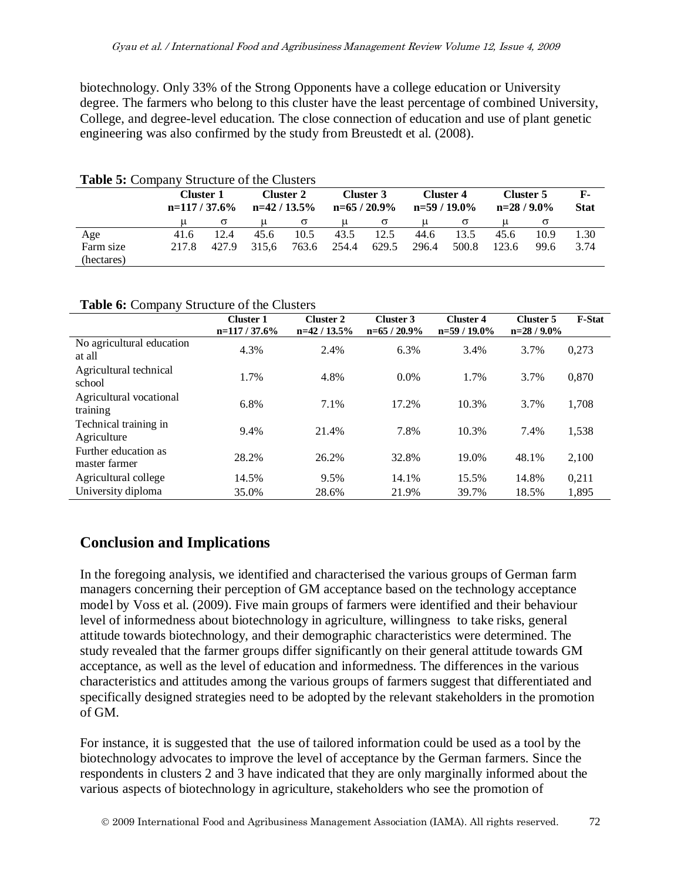biotechnology. Only 33% of the Strong Opponents have a college education or University degree. The farmers who belong to this cluster have the least percentage of combined University, College, and degree-level education. The close connection of education and use of plant genetic engineering was also confirmed by the study from Breustedt et al. (2008).

**Table 5:** Company Structure of the Clusters

| | Cluster 1 n=117 / 37.6% | | Cluster 2 n=42 / 13.5% | | Cluster 3 n=65 / 20.9% | | Cluster 4 n=59 / 19.0% | | Cluster 5 n=28 / 9.0% | | F-Stat |
|---|---|---|---|---|---|---|---|---|---|---|---|
| | μ | σ | μ | σ | μ | σ | μ | σ | μ | σ | |
| Age | 41.6 | 12.4 | 45.6 | 10.5 | 43.5 | 12.5 | 44.6 | 13.5 | 45.6 | 10.9 | 1.30 |
| Farm size (hectares) | 217.8 | 427.9 | 315,6 | 763.6 | 254.4 | 629.5 | 296.4 | 500.8 | 123.6 | 99.6 | 3.74 |

**Table 6:** Company Structure of the Clusters

| | Cluster 1 n=117 / 37.6% | Cluster 2 n=42 / 13.5% | Cluster 3 n=65 / 20.9% | Cluster 4 n=59 / 19.0% | Cluster 5 n=28 / 9.0% | F-Stat |
|---|---|---|---|---|---|---|
| No agricultural education at all | 4.3% | 2.4% | 6.3% | 3.4% | 3.7% | 0,273 |
| Agricultural technical school | 1.7% | 4.8% | 0.0% | 1.7% | 3.7% | 0,870 |
| Agricultural vocational training | 6.8% | 7.1% | 17.2% | 10.3% | 3.7% | 1,708 |
| Technical training in Agriculture | 9.4% | 21.4% | 7.8% | 10.3% | 7.4% | 1,538 |
| Further education as master farmer | 28.2% | 26.2% | 32.8% | 19.0% | 48.1% | 2,100 |
| Agricultural college | 14.5% | 9.5% | 14.1% | 15.5% | 14.8% | 0,211 |
| University diploma | 35.0% | 28.6% | 21.9% | 39.7% | 18.5% | 1,895 |

## Conclusion and Implications

In the foregoing analysis, we identified and characterised the various groups of German farm managers concerning their perception of GM acceptance based on the technology acceptance model by Voss et al. (2009). Five main groups of farmers were identified and their behaviour level of informedness about biotechnology in agriculture, willingness to take risks, general attitude towards biotechnology, and their demographic characteristics were determined. The study revealed that the farmer groups differ significantly on their general attitude towards GM acceptance, as well as the level of education and informedness. The differences in the various characteristics and attitudes among the various groups of farmers suggest that differentiated and specifically designed strategies need to be adopted by the relevant stakeholders in the promotion of GM.

For instance, it is suggested that the use of tailored information could be used as a tool by the biotechnology advocates to improve the level of acceptance by the German farmers. Since the respondents in clusters 2 and 3 have indicated that they are only marginally informed about the various aspects of biotechnology in agriculture, stakeholders who see the promotion of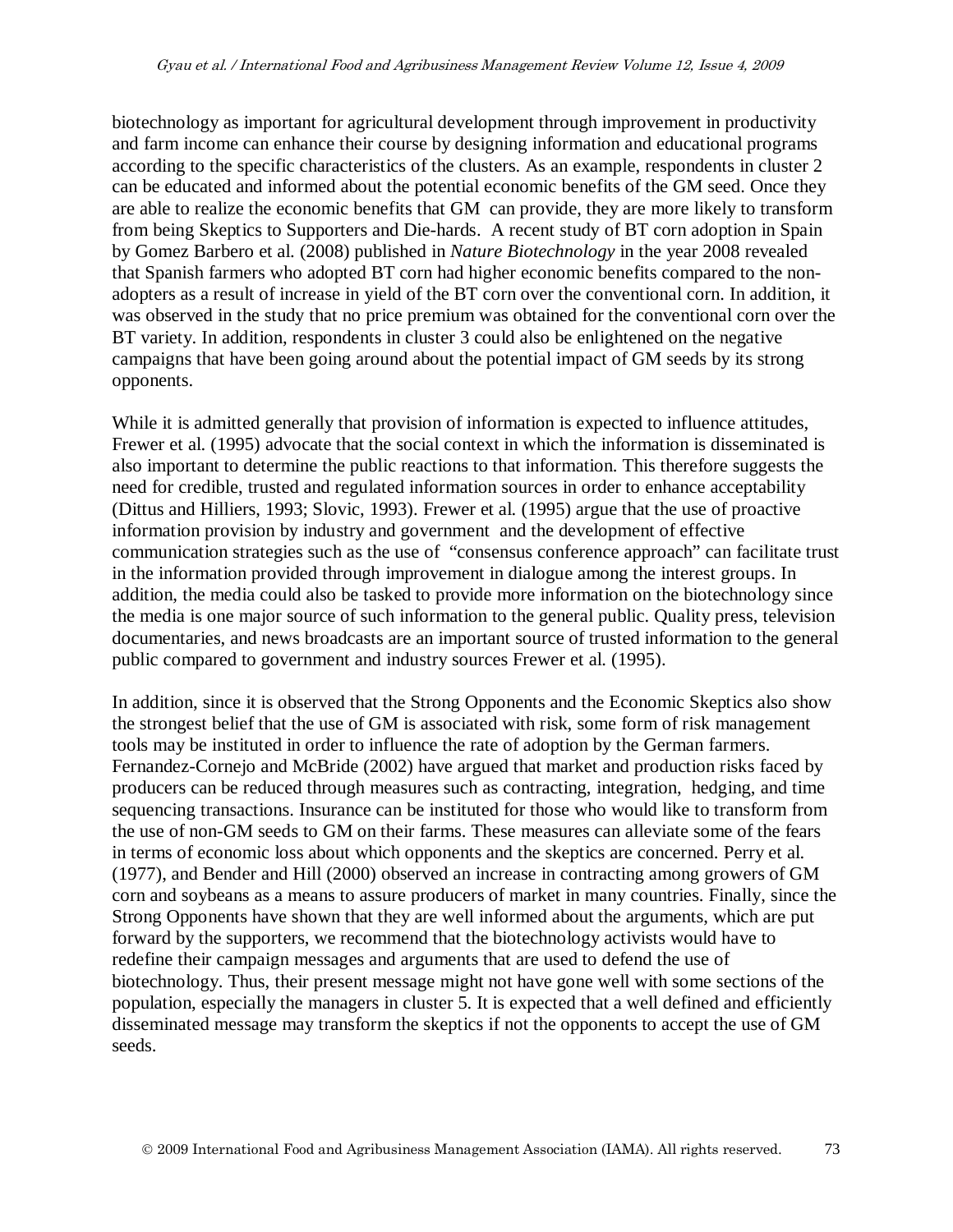biotechnology as important for agricultural development through improvement in productivity and farm income can enhance their course by designing information and educational programs according to the specific characteristics of the clusters. As an example, respondents in cluster 2 can be educated and informed about the potential economic benefits of the GM seed. Once they are able to realize the economic benefits that GM can provide, they are more likely to transform from being Skeptics to Supporters and Die-hards. A recent study of BT corn adoption in Spain by Gomez Barbero et al. (2008) published in *Nature Biotechnology* in the year 2008 revealed that Spanish farmers who adopted BT corn had higher economic benefits compared to the non-adopters as a result of increase in yield of the BT corn over the conventional corn. In addition, it was observed in the study that no price premium was obtained for the conventional corn over the BT variety. In addition, respondents in cluster 3 could also be enlightened on the negative campaigns that have been going around about the potential impact of GM seeds by its strong opponents.

While it is admitted generally that provision of information is expected to influence attitudes, Frewer et al. (1995) advocate that the social context in which the information is disseminated is also important to determine the public reactions to that information. This therefore suggests the need for credible, trusted and regulated information sources in order to enhance acceptability (Dittus and Hilliers, 1993; Slovic, 1993). Frewer et al. (1995) argue that the use of proactive information provision by industry and government and the development of effective communication strategies such as the use of "consensus conference approach" can facilitate trust in the information provided through improvement in dialogue among the interest groups. In addition, the media could also be tasked to provide more information on the biotechnology since the media is one major source of such information to the general public. Quality press, television documentaries, and news broadcasts are an important source of trusted information to the general public compared to government and industry sources Frewer et al. (1995).

In addition, since it is observed that the Strong Opponents and the Economic Skeptics also show the strongest belief that the use of GM is associated with risk, some form of risk management tools may be instituted in order to influence the rate of adoption by the German farmers. Fernandez-Cornejo and McBride (2002) have argued that market and production risks faced by producers can be reduced through measures such as contracting, integration, hedging, and time sequencing transactions. Insurance can be instituted for those who would like to transform from the use of non-GM seeds to GM on their farms. These measures can alleviate some of the fears in terms of economic loss about which opponents and the skeptics are concerned. Perry et al. (1977), and Bender and Hill (2000) observed an increase in contracting among growers of GM corn and soybeans as a means to assure producers of market in many countries. Finally, since the Strong Opponents have shown that they are well informed about the arguments, which are put forward by the supporters, we recommend that the biotechnology activists would have to redefine their campaign messages and arguments that are used to defend the use of biotechnology. Thus, their present message might not have gone well with some sections of the population, especially the managers in cluster 5. It is expected that a well defined and efficiently disseminated message may transform the skeptics if not the opponents to accept the use of GM seeds.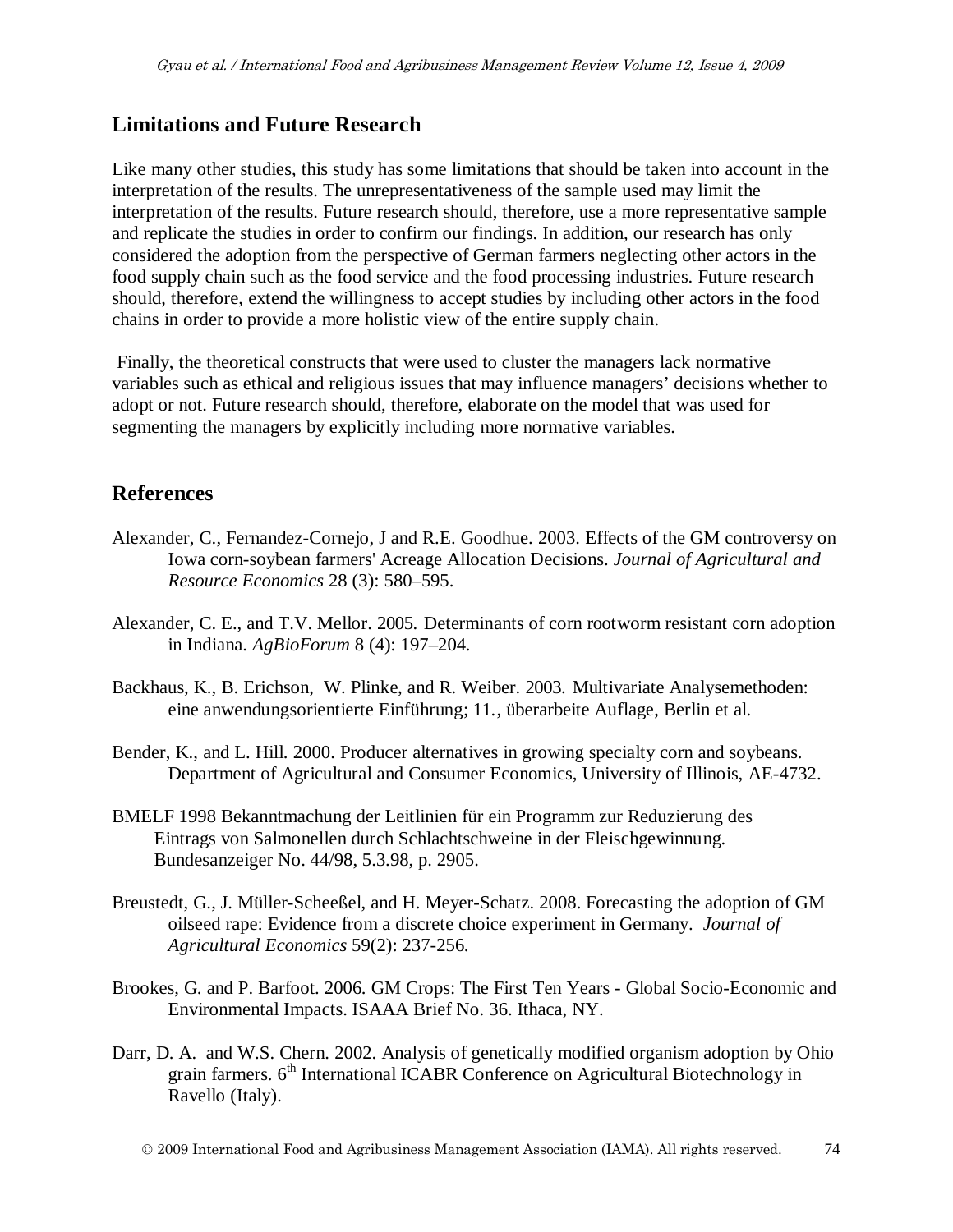## Limitations and Future Research

Like many other studies, this study has some limitations that should be taken into account in the interpretation of the results. The unrepresentativeness of the sample used may limit the interpretation of the results. Future research should, therefore, use a more representative sample and replicate the studies in order to confirm our findings. In addition, our research has only considered the adoption from the perspective of German farmers neglecting other actors in the food supply chain such as the food service and the food processing industries. Future research should, therefore, extend the willingness to accept studies by including other actors in the food chains in order to provide a more holistic view of the entire supply chain.

Finally, the theoretical constructs that were used to cluster the managers lack normative variables such as ethical and religious issues that may influence managers' decisions whether to adopt or not. Future research should, therefore, elaborate on the model that was used for segmenting the managers by explicitly including more normative variables.

## References

Alexander, C., Fernandez-Cornejo, J and R.E. Goodhue. 2003. Effects of the GM controversy on Iowa corn-soybean farmers' Acreage Allocation Decisions. *Journal of Agricultural and Resource Economics* 28 (3): 580–595.

Alexander, C. E., and T.V. Mellor. 2005. Determinants of corn rootworm resistant corn adoption in Indiana. *AgBioForum* 8 (4): 197–204.

Backhaus, K., B. Erichson, W. Plinke, and R. Weiber. 2003. Multivariate Analysemethoden: eine anwendungsorientierte Einführung; 11., überarbeite Auflage, Berlin et al.

Bender, K., and L. Hill. 2000. Producer alternatives in growing specialty corn and soybeans. Department of Agricultural and Consumer Economics, University of Illinois, AE-4732.

BMELF 1998 Bekanntmachung der Leitlinien für ein Programm zur Reduzierung des Eintrags von Salmonellen durch Schlachtschweine in der Fleischgewinnung. Bundesanzeiger No. 44/98, 5.3.98, p. 2905.

Breustedt, G., J. Müller-Scheeßel, and H. Meyer-Schatz. 2008. Forecasting the adoption of GM oilseed rape: Evidence from a discrete choice experiment in Germany. *Journal of Agricultural Economics* 59(2): 237-256.

Brookes, G. and P. Barfoot. 2006. GM Crops: The First Ten Years - Global Socio-Economic and Environmental Impacts. ISAAA Brief No. 36. Ithaca, NY.

Darr, D. A. and W.S. Chern. 2002. Analysis of genetically modified organism adoption by Ohio grain farmers. 6th International ICABR Conference on Agricultural Biotechnology in Ravello (Italy).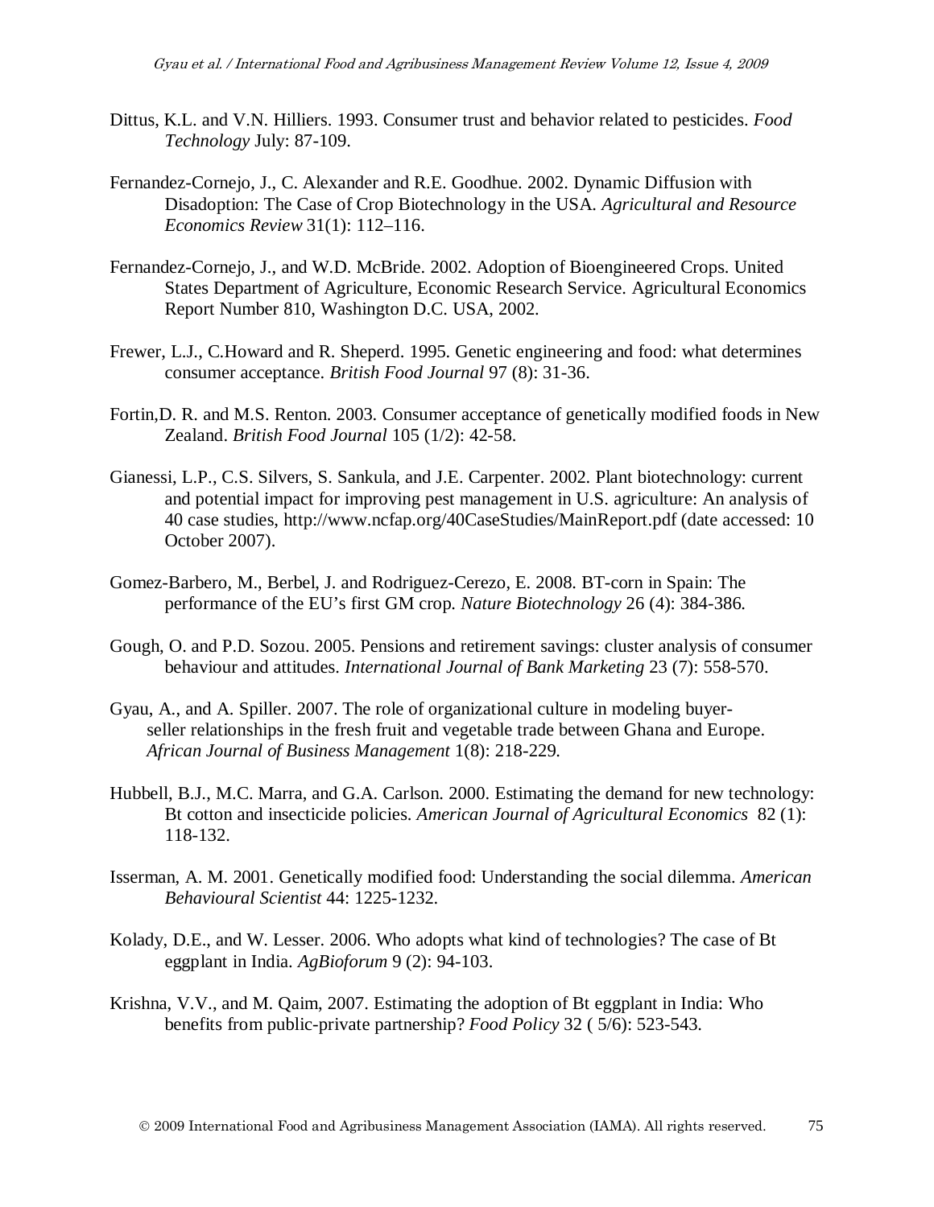Dittus, K.L. and V.N. Hilliers. 1993. Consumer trust and behavior related to pesticides. *Food Technology* July: 87-109.

Fernandez-Cornejo, J., C. Alexander and R.E. Goodhue. 2002. Dynamic Diffusion with Disadoption: The Case of Crop Biotechnology in the USA. *Agricultural and Resource Economics Review* 31(1): 112–116.

Fernandez-Cornejo, J., and W.D. McBride. 2002. Adoption of Bioengineered Crops. United States Department of Agriculture, Economic Research Service. Agricultural Economics Report Number 810, Washington D.C. USA, 2002.

Frewer, L.J., C.Howard and R. Sheperd. 1995. Genetic engineering and food: what determines consumer acceptance. *British Food Journal* 97 (8): 31-36.

Fortin,D. R. and M.S. Renton. 2003. Consumer acceptance of genetically modified foods in New Zealand. *British Food Journal* 105 (1/2): 42-58.

Gianessi, L.P., C.S. Silvers, S. Sankula, and J.E. Carpenter. 2002. Plant biotechnology: current and potential impact for improving pest management in U.S. agriculture: An analysis of 40 case studies, http://www.ncfap.org/40CaseStudies/MainReport.pdf (date accessed: 10 October 2007).

Gomez-Barbero, M., Berbel, J. and Rodriguez-Cerezo, E. 2008. BT-corn in Spain: The performance of the EU's first GM crop. *Nature Biotechnology* 26 (4): 384-386.

Gough, O. and P.D. Sozou. 2005. Pensions and retirement savings: cluster analysis of consumer behaviour and attitudes. *International Journal of Bank Marketing* 23 (7): 558-570.

Gyau, A., and A. Spiller. 2007. The role of organizational culture in modeling buyer-seller relationships in the fresh fruit and vegetable trade between Ghana and Europe. *African Journal of Business Management* 1(8): 218-229.

Hubbell, B.J., M.C. Marra, and G.A. Carlson. 2000. Estimating the demand for new technology: Bt cotton and insecticide policies. *American Journal of Agricultural Economics* 82 (1): 118-132.

Isserman, A. M. 2001. Genetically modified food: Understanding the social dilemma. *American Behavioural Scientist* 44: 1225-1232.

Kolady, D.E., and W. Lesser. 2006. Who adopts what kind of technologies? The case of Bt eggplant in India. *AgBioforum* 9 (2): 94-103.

Krishna, V.V., and M. Qaim, 2007. Estimating the adoption of Bt eggplant in India: Who benefits from public-private partnership? *Food Policy* 32 ( 5/6): 523-543.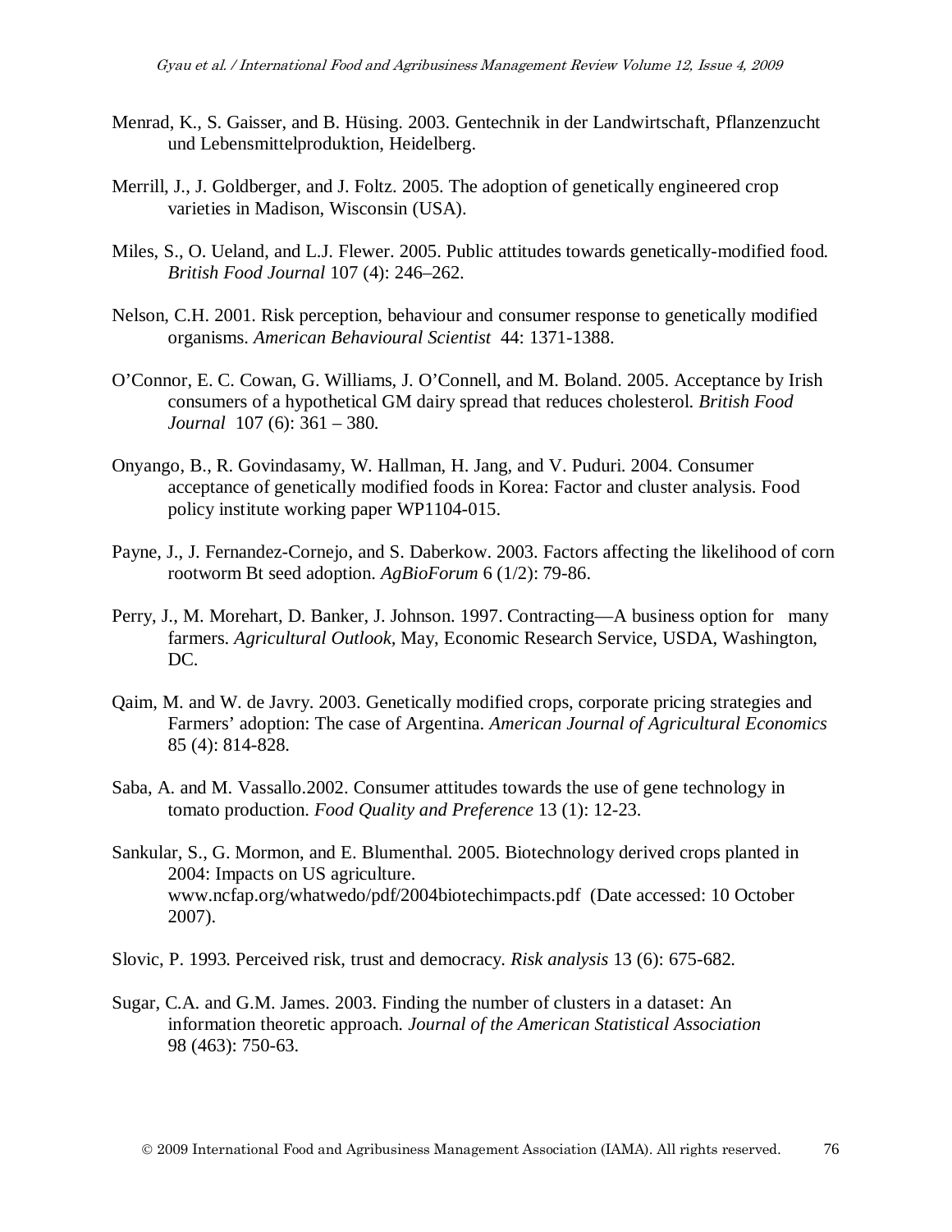Menrad, K., S. Gaisser, and B. Hüsing. 2003. Gentechnik in der Landwirtschaft, Pflanzenzucht und Lebensmittelproduktion, Heidelberg.

Merrill, J., J. Goldberger, and J. Foltz. 2005. The adoption of genetically engineered crop varieties in Madison, Wisconsin (USA).

Miles, S., O. Ueland, and L.J. Flewer. 2005. Public attitudes towards genetically-modified food. *British Food Journal* 107 (4): 246–262.

Nelson, C.H. 2001. Risk perception, behaviour and consumer response to genetically modified organisms. *American Behavioural Scientist* 44: 1371-1388.

O'Connor, E. C. Cowan, G. Williams, J. O'Connell, and M. Boland. 2005. Acceptance by Irish consumers of a hypothetical GM dairy spread that reduces cholesterol. *British Food Journal* 107 (6): 361 – 380.

Onyango, B., R. Govindasamy, W. Hallman, H. Jang, and V. Puduri. 2004. Consumer acceptance of genetically modified foods in Korea: Factor and cluster analysis. Food policy institute working paper WP1104-015.

Payne, J., J. Fernandez-Cornejo, and S. Daberkow. 2003. Factors affecting the likelihood of corn rootworm Bt seed adoption. *AgBioForum* 6 (1/2): 79-86.

Perry, J., M. Morehart, D. Banker, J. Johnson. 1997. Contracting—A business option for many farmers. *Agricultural Outlook*, May, Economic Research Service, USDA, Washington, DC.

Qaim, M. and W. de Javry. 2003. Genetically modified crops, corporate pricing strategies and Farmers' adoption: The case of Argentina. *American Journal of Agricultural Economics* 85 (4): 814-828.

Saba, A. and M. Vassallo.2002. Consumer attitudes towards the use of gene technology in tomato production. *Food Quality and Preference* 13 (1): 12-23.

Sankular, S., G. Mormon, and E. Blumenthal. 2005. Biotechnology derived crops planted in 2004: Impacts on US agriculture. www.ncfap.org/whatwedo/pdf/2004biotechimpacts.pdf (Date accessed: 10 October 2007).

Slovic, P. 1993. Perceived risk, trust and democracy. *Risk analysis* 13 (6): 675-682.

Sugar, C.A. and G.M. James. 2003. Finding the number of clusters in a dataset: An information theoretic approach. *Journal of the American Statistical Association* 98 (463): 750-63.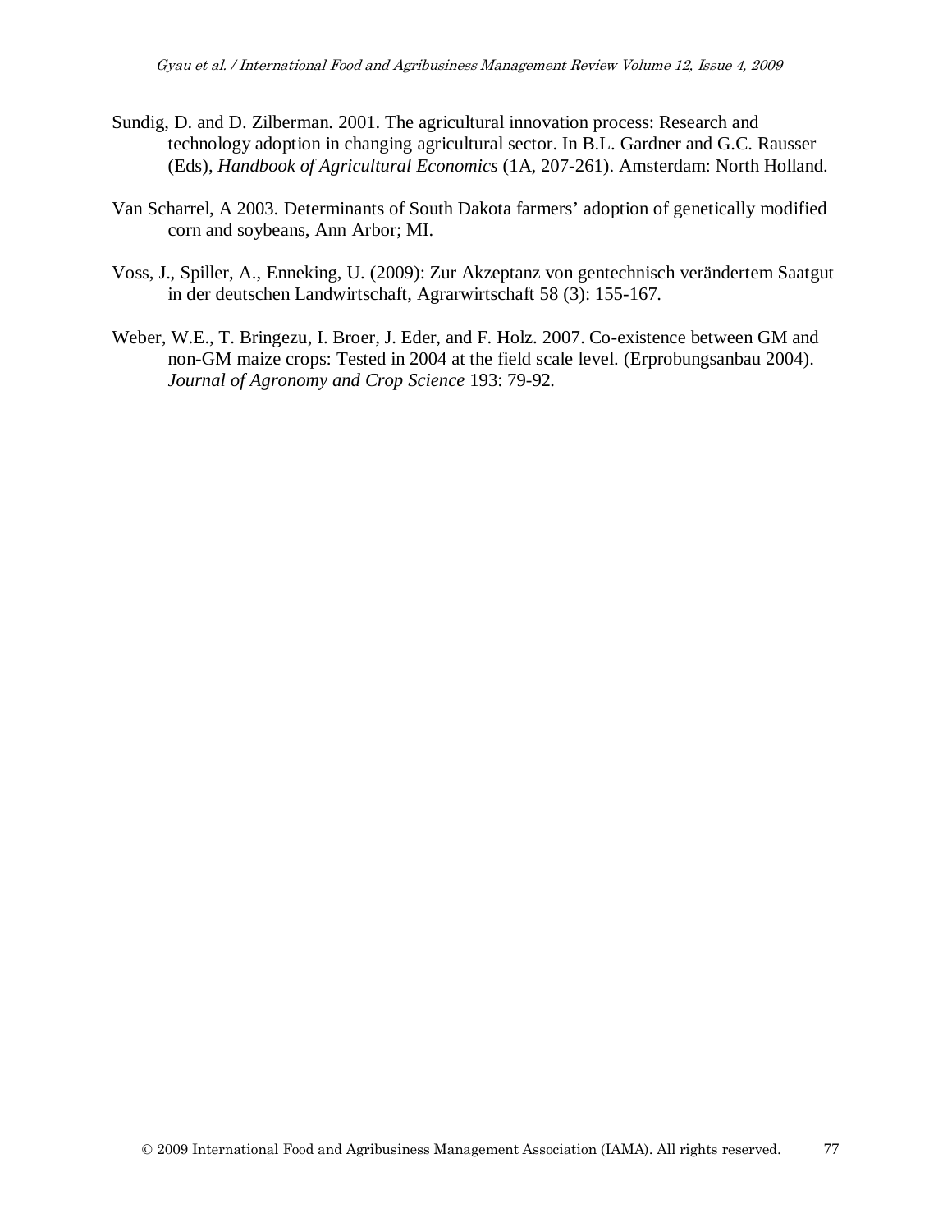Sundig, D. and D. Zilberman. 2001. The agricultural innovation process: Research and technology adoption in changing agricultural sector. In B.L. Gardner and G.C. Rausser (Eds), *Handbook of Agricultural Economics* (1A, 207-261). Amsterdam: North Holland.

Van Scharrel, A 2003. Determinants of South Dakota farmers' adoption of genetically modified corn and soybeans, Ann Arbor; MI.

Voss, J., Spiller, A., Enneking, U. (2009): Zur Akzeptanz von gentechnisch verändertem Saatgut in der deutschen Landwirtschaft, Agrarwirtschaft 58 (3): 155-167.

Weber, W.E., T. Bringezu, I. Broer, J. Eder, and F. Holz. 2007. Co-existence between GM and non-GM maize crops: Tested in 2004 at the field scale level. (Erprobungsanbau 2004). *Journal of Agronomy and Crop Science* 193: 79-92.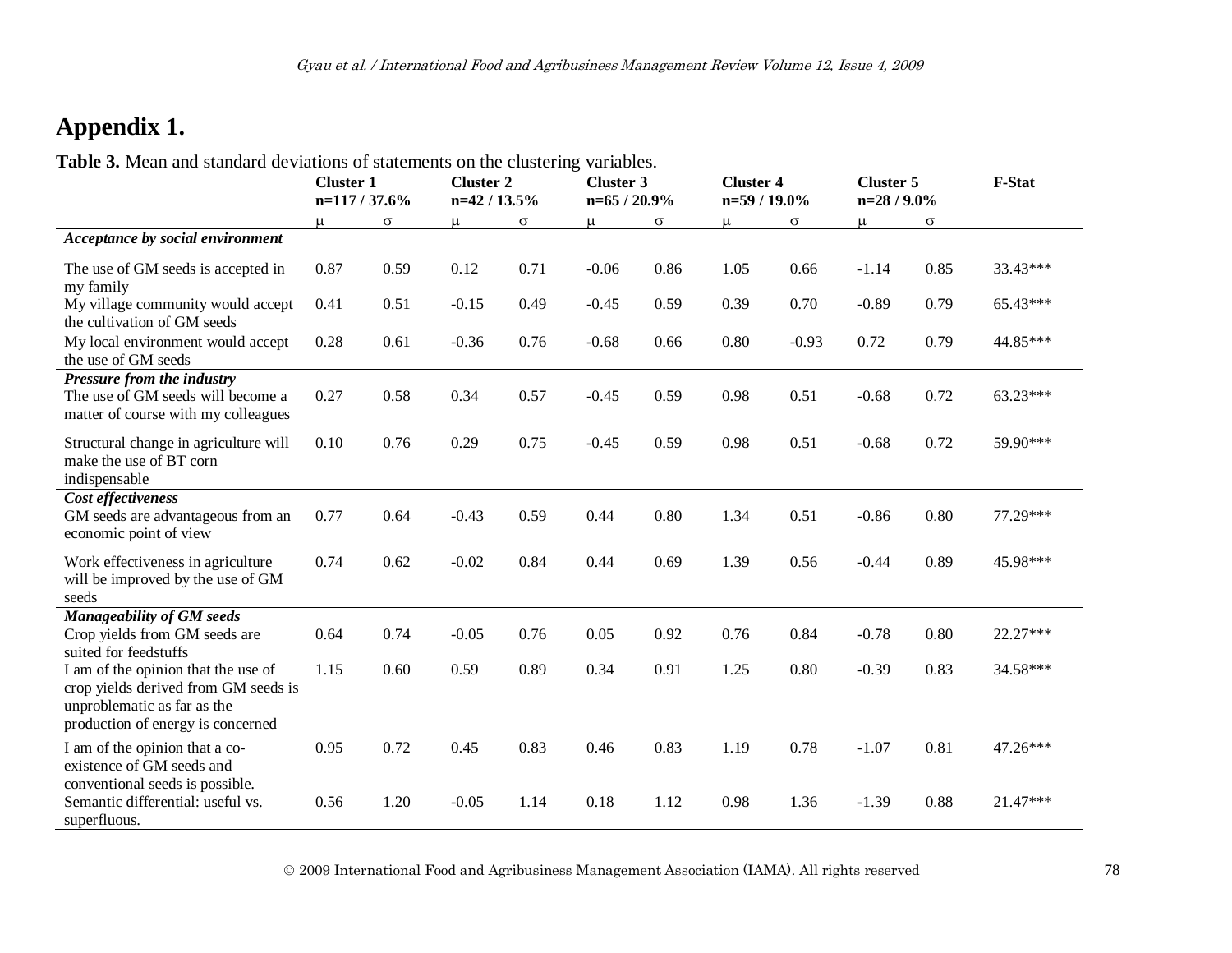## Appendix 1.

**Table 3.** Mean and standard deviations of statements on the clustering variables.

| | Cluster 1 n=117 / 37.6% | | Cluster 2 n=42 / 13.5% | | Cluster 3 n=65 / 20.9% | | Cluster 4 n=59 / 19.0% | | Cluster 5 n=28 / 9.0% | | F-Stat |
|---|---|---|---|---|---|---|---|---|---|---|---|
| | $\mu$ | $\sigma$ | $\mu$ | $\sigma$ | $\mu$ | $\sigma$ | $\mu$ | $\sigma$ | $\mu$ | $\sigma$ | |
| ***Acceptance by social environment*** | | | | | | | | | | | |
| The use of GM seeds is accepted in my family | 0.87 | 0.59 | 0.12 | 0.71 | -0.06 | 0.86 | 1.05 | 0.66 | -1.14 | 0.85 | 33.43*** |
| My village community would accept the cultivation of GM seeds | 0.41 | 0.51 | -0.15 | 0.49 | -0.45 | 0.59 | 0.39 | 0.70 | -0.89 | 0.79 | 65.43*** |
| My local environment would accept the use of GM seeds | 0.28 | 0.61 | -0.36 | 0.76 | -0.68 | 0.66 | 0.80 | -0.93 | 0.72 | 0.79 | 44.85*** |
| ***Pressure from the industry*** | | | | | | | | | | | |
| The use of GM seeds will become a matter of course with my colleagues | 0.27 | 0.58 | 0.34 | 0.57 | -0.45 | 0.59 | 0.98 | 0.51 | -0.68 | 0.72 | 63.23*** |
| Structural change in agriculture will make the use of BT corn indispensable | 0.10 | 0.76 | 0.29 | 0.75 | -0.45 | 0.59 | 0.98 | 0.51 | -0.68 | 0.72 | 59.90*** |
| ***Cost effectiveness*** | | | | | | | | | | | |
| GM seeds are advantageous from an economic point of view | 0.77 | 0.64 | -0.43 | 0.59 | 0.44 | 0.80 | 1.34 | 0.51 | -0.86 | 0.80 | 77.29*** |
| Work effectiveness in agriculture will be improved by the use of GM seeds | 0.74 | 0.62 | -0.02 | 0.84 | 0.44 | 0.69 | 1.39 | 0.56 | -0.44 | 0.89 | 45.98*** |
| ***Manageability of GM seeds*** | | | | | | | | | | | |
| Crop yields from GM seeds are suited for feedstuffs | 0.64 | 0.74 | -0.05 | 0.76 | 0.05 | 0.92 | 0.76 | 0.84 | -0.78 | 0.80 | 22.27*** |
| I am of the opinion that the use of crop yields derived from GM seeds is unproblematic as far as the production of energy is concerned | 1.15 | 0.60 | 0.59 | 0.89 | 0.34 | 0.91 | 1.25 | 0.80 | -0.39 | 0.83 | 34.58*** |
| I am of the opinion that a co-existence of GM seeds and conventional seeds is possible. | 0.95 | 0.72 | 0.45 | 0.83 | 0.46 | 0.83 | 1.19 | 0.78 | -1.07 | 0.81 | 47.26*** |
| Semantic differential: useful vs. superfluous. | 0.56 | 1.20 | -0.05 | 1.14 | 0.18 | 1.12 | 0.98 | 1.36 | -1.39 | 0.88 | 21.47*** |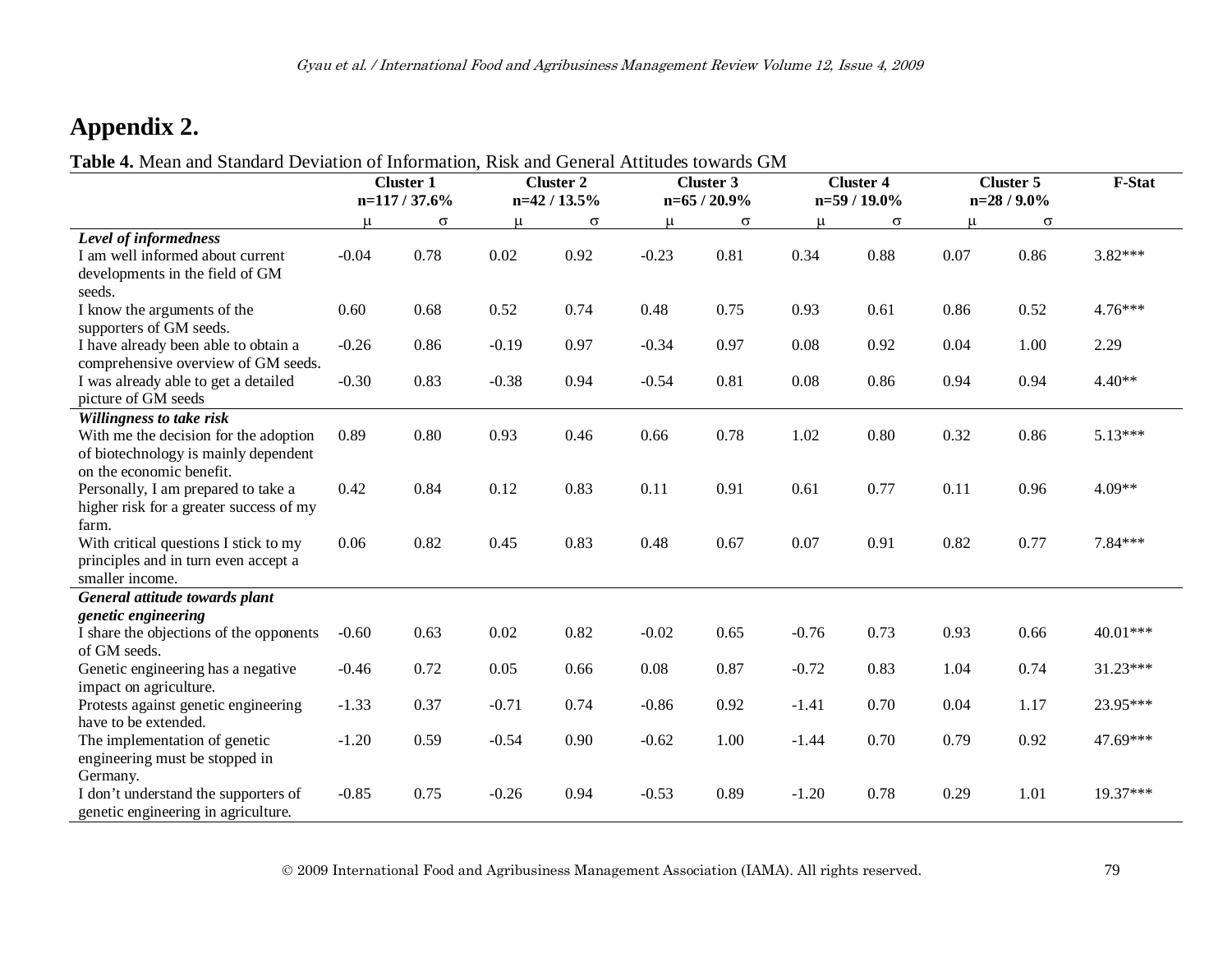## Appendix 2.

**Table 4.** Mean and Standard Deviation of Information, Risk and General Attitudes towards GM

| | Cluster 1 n=117 / 37.6% | | Cluster 2 n=42 / 13.5% | | Cluster 3 n=65 / 20.9% | | Cluster 4 n=59 / 19.0% | | Cluster 5 n=28 / 9.0% | | F-Stat |
|---|---|---|---|---|---|---|---|---|---|---|---|
| | μ | σ | μ | σ | μ | σ | μ | σ | μ | σ | |
| ***Level of informedness*** | | | | | | | | | | | |
| I am well informed about current developments in the field of GM seeds. | -0.04 | 0.78 | 0.02 | 0.92 | -0.23 | 0.81 | 0.34 | 0.88 | 0.07 | 0.86 | 3.82*** |
| I know the arguments of the supporters of GM seeds. | 0.60 | 0.68 | 0.52 | 0.74 | 0.48 | 0.75 | 0.93 | 0.61 | 0.86 | 0.52 | 4.76*** |
| I have already been able to obtain a comprehensive overview of GM seeds. | -0.26 | 0.86 | -0.19 | 0.97 | -0.34 | 0.97 | 0.08 | 0.92 | 0.04 | 1.00 | 2.29 |
| I was already able to get a detailed picture of GM seeds | -0.30 | 0.83 | -0.38 | 0.94 | -0.54 | 0.81 | 0.08 | 0.86 | 0.94 | 0.94 | 4.40** |
| ***Willingness to take risk*** | | | | | | | | | | | |
| With me the decision for the adoption of biotechnology is mainly dependent on the economic benefit. | 0.89 | 0.80 | 0.93 | 0.46 | 0.66 | 0.78 | 1.02 | 0.80 | 0.32 | 0.86 | 5.13*** |
| Personally, I am prepared to take a higher risk for a greater success of my farm. | 0.42 | 0.84 | 0.12 | 0.83 | 0.11 | 0.91 | 0.61 | 0.77 | 0.11 | 0.96 | 4.09** |
| With critical questions I stick to my principles and in turn even accept a smaller income. | 0.06 | 0.82 | 0.45 | 0.83 | 0.48 | 0.67 | 0.07 | 0.91 | 0.82 | 0.77 | 7.84*** |
| ***General attitude towards plant genetic engineering*** | | | | | | | | | | | |
| I share the objections of the opponents of GM seeds. | -0.60 | 0.63 | 0.02 | 0.82 | -0.02 | 0.65 | -0.76 | 0.73 | 0.93 | 0.66 | 40.01*** |
| Genetic engineering has a negative impact on agriculture. | -0.46 | 0.72 | 0.05 | 0.66 | 0.08 | 0.87 | -0.72 | 0.83 | 1.04 | 0.74 | 31.23*** |
| Protests against genetic engineering have to be extended. | -1.33 | 0.37 | -0.71 | 0.74 | -0.86 | 0.92 | -1.41 | 0.70 | 0.04 | 1.17 | 23.95*** |
| The implementation of genetic engineering must be stopped in Germany. | -1.20 | 0.59 | -0.54 | 0.90 | -0.62 | 1.00 | -1.44 | 0.70 | 0.79 | 0.92 | 47.69*** |
| I don't understand the supporters of genetic engineering in agriculture. | -0.85 | 0.75 | -0.26 | 0.94 | -0.53 | 0.89 | -1.20 | 0.78 | 0.29 | 1.01 | 19.37*** |